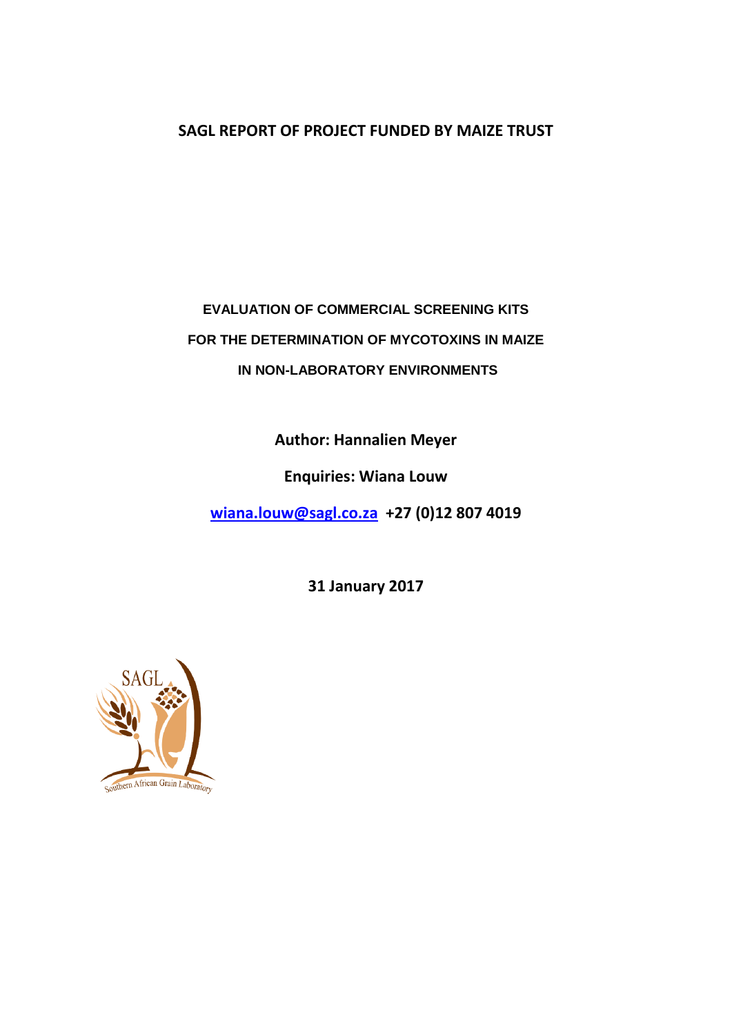**SAGL REPORT OF PROJECT FUNDED BY MAIZE TRUST**

# EVALUATION OF COMMERCIAL SCREENING KITS FOR THE DETERMINATION OF MYCOTOXINS IN MAIZE IN NON-LABORATORY ENVIRONMENTS

**Author: Hannalien Meyer**

**Enquiries: Wiana Louw**

**wiana.louw@sagl.co.za +27 (0)12 807 4019**

**31 January 2017**

SAGL

Southern African Grain Laboratory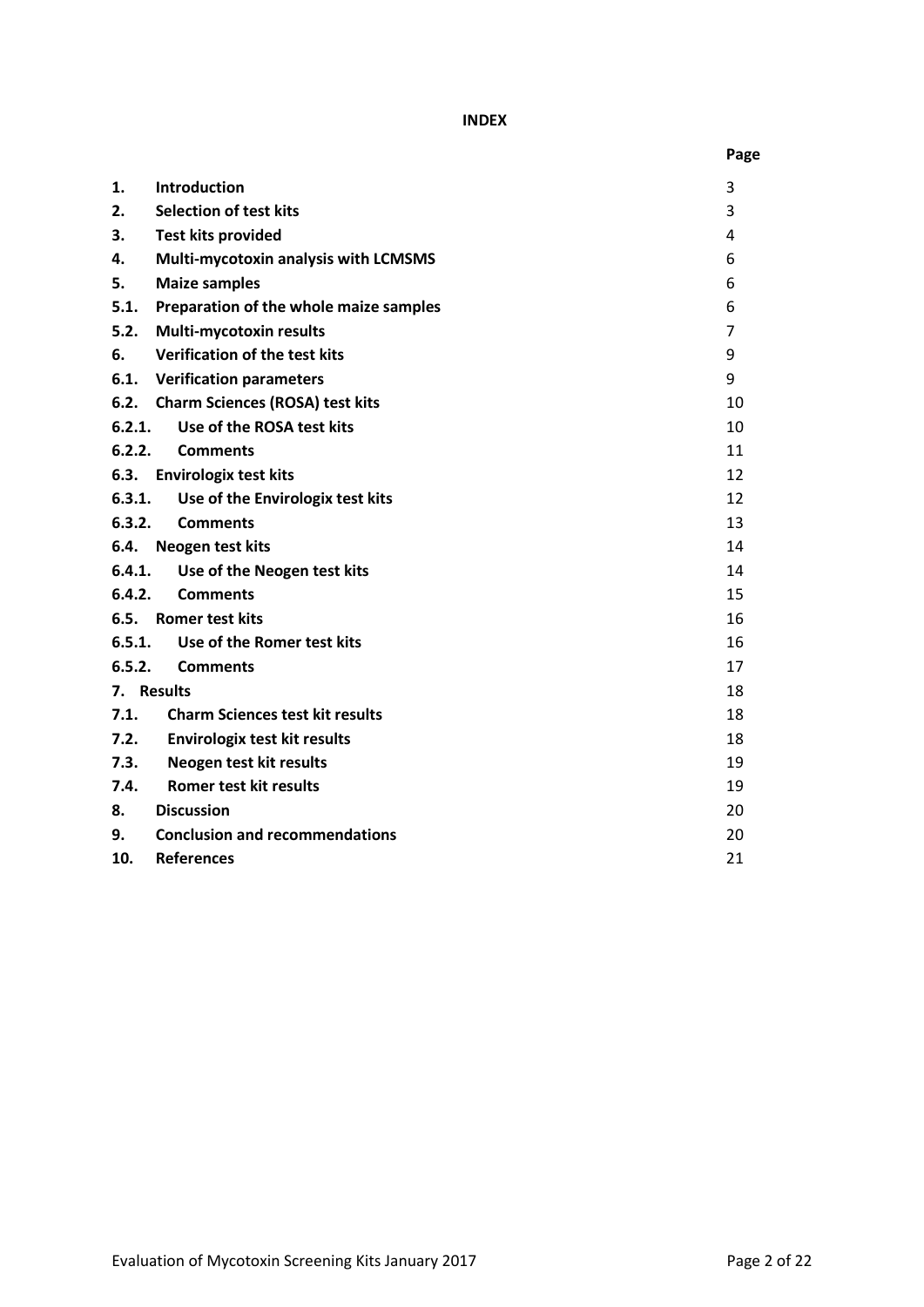**INDEX**

| | | Page |
|---|---|---|
| **1.** | **Introduction** | 3 |
| **2.** | **Selection of test kits** | 3 |
| **3.** | **Test kits provided** | 4 |
| **4.** | **Multi-mycotoxin analysis with LCMSMS** | 6 |
| **5.** | **Maize samples** | 6 |
| **5.1.** | **Preparation of the whole maize samples** | 6 |
| **5.2.** | **Multi-mycotoxin results** | 7 |
| **6.** | **Verification of the test kits** | 9 |
| **6.1.** | **Verification parameters** | 9 |
| **6.2.** | **Charm Sciences (ROSA) test kits** | 10 |
| **6.2.1.** | **Use of the ROSA test kits** | 10 |
| **6.2.2.** | **Comments** | 11 |
| **6.3.** | **Envirologix test kits** | 12 |
| **6.3.1.** | **Use of the Envirologix test kits** | 12 |
| **6.3.2.** | **Comments** | 13 |
| **6.4.** | **Neogen test kits** | 14 |
| **6.4.1.** | **Use of the Neogen test kits** | 14 |
| **6.4.2.** | **Comments** | 15 |
| **6.5.** | **Romer test kits** | 16 |
| **6.5.1.** | **Use of the Romer test kits** | 16 |
| **6.5.2.** | **Comments** | 17 |
| **7.** | **Results** | 18 |
| **7.1.** | **Charm Sciences test kit results** | 18 |
| **7.2.** | **Envirologix test kit results** | 18 |
| **7.3.** | **Neogen test kit results** | 19 |
| **7.4.** | **Romer test kit results** | 19 |
| **8.** | **Discussion** | 20 |
| **9.** | **Conclusion and recommendations** | 20 |
| **10.** | **References** | 21 |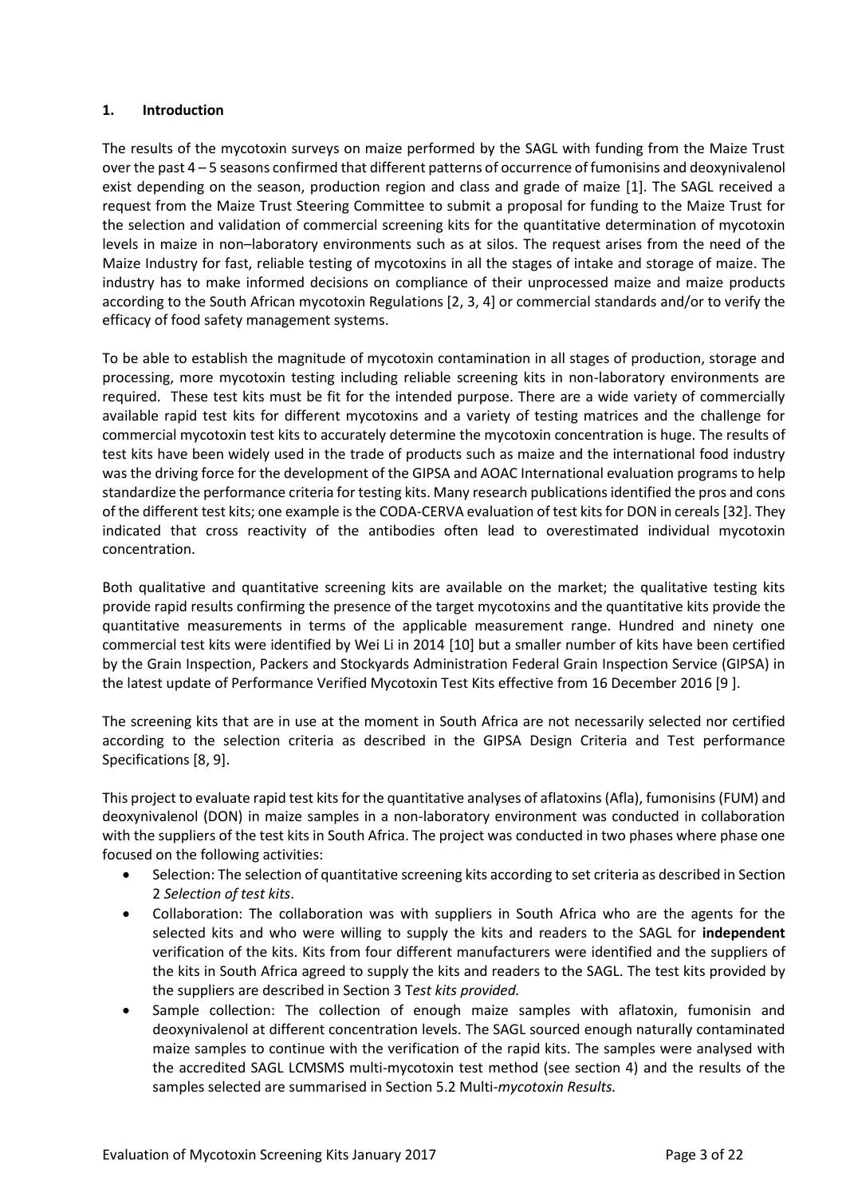## 1. Introduction

The results of the mycotoxin surveys on maize performed by the SAGL with funding from the Maize Trust over the past 4 – 5 seasons confirmed that different patterns of occurrence of fumonisins and deoxynivalenol exist depending on the season, production region and class and grade of maize [1]. The SAGL received a request from the Maize Trust Steering Committee to submit a proposal for funding to the Maize Trust for the selection and validation of commercial screening kits for the quantitative determination of mycotoxin levels in maize in non–laboratory environments such as at silos. The request arises from the need of the Maize Industry for fast, reliable testing of mycotoxins in all the stages of intake and storage of maize. The industry has to make informed decisions on compliance of their unprocessed maize and maize products according to the South African mycotoxin Regulations [2, 3, 4] or commercial standards and/or to verify the efficacy of food safety management systems.

To be able to establish the magnitude of mycotoxin contamination in all stages of production, storage and processing, more mycotoxin testing including reliable screening kits in non-laboratory environments are required. These test kits must be fit for the intended purpose. There are a wide variety of commercially available rapid test kits for different mycotoxins and a variety of testing matrices and the challenge for commercial mycotoxin test kits to accurately determine the mycotoxin concentration is huge. The results of test kits have been widely used in the trade of products such as maize and the international food industry was the driving force for the development of the GIPSA and AOAC International evaluation programs to help standardize the performance criteria for testing kits. Many research publications identified the pros and cons of the different test kits; one example is the CODA-CERVA evaluation of test kits for DON in cereals [32]. They indicated that cross reactivity of the antibodies often lead to overestimated individual mycotoxin concentration.

Both qualitative and quantitative screening kits are available on the market; the qualitative testing kits provide rapid results confirming the presence of the target mycotoxins and the quantitative kits provide the quantitative measurements in terms of the applicable measurement range. Hundred and ninety one commercial test kits were identified by Wei Li in 2014 [10] but a smaller number of kits have been certified by the Grain Inspection, Packers and Stockyards Administration Federal Grain Inspection Service (GIPSA) in the latest update of Performance Verified Mycotoxin Test Kits effective from 16 December 2016 [9 ].

The screening kits that are in use at the moment in South Africa are not necessarily selected nor certified according to the selection criteria as described in the GIPSA Design Criteria and Test performance Specifications [8, 9].

This project to evaluate rapid test kits for the quantitative analyses of aflatoxins (Afla), fumonisins (FUM) and deoxynivalenol (DON) in maize samples in a non-laboratory environment was conducted in collaboration with the suppliers of the test kits in South Africa. The project was conducted in two phases where phase one focused on the following activities:

- Selection: The selection of quantitative screening kits according to set criteria as described in Section 2 *Selection of test kits*.
- Collaboration: The collaboration was with suppliers in South Africa who are the agents for the selected kits and who were willing to supply the kits and readers to the SAGL for **independent** verification of the kits. Kits from four different manufacturers were identified and the suppliers of the kits in South Africa agreed to supply the kits and readers to the SAGL. The test kits provided by the suppliers are described in Section 3 T*est kits provided.*
- Sample collection: The collection of enough maize samples with aflatoxin, fumonisin and deoxynivalenol at different concentration levels. The SAGL sourced enough naturally contaminated maize samples to continue with the verification of the rapid kits. The samples were analysed with the accredited SAGL LCMSMS multi-mycotoxin test method (see section 4) and the results of the samples selected are summarised in Section 5.2 Multi-*mycotoxin Results.*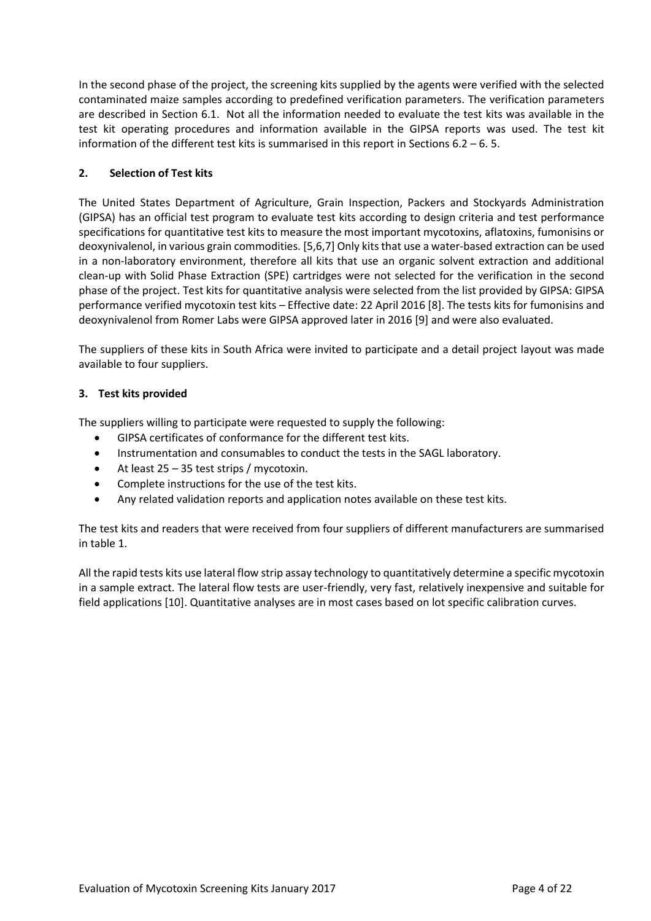In the second phase of the project, the screening kits supplied by the agents were verified with the selected contaminated maize samples according to predefined verification parameters. The verification parameters are described in Section 6.1. Not all the information needed to evaluate the test kits was available in the test kit operating procedures and information available in the GIPSA reports was used. The test kit information of the different test kits is summarised in this report in Sections 6.2 – 6. 5.

## 2. Selection of Test kits

The United States Department of Agriculture, Grain Inspection, Packers and Stockyards Administration (GIPSA) has an official test program to evaluate test kits according to design criteria and test performance specifications for quantitative test kits to measure the most important mycotoxins, aflatoxins, fumonisins or deoxynivalenol, in various grain commodities. [5,6,7] Only kits that use a water-based extraction can be used in a non-laboratory environment, therefore all kits that use an organic solvent extraction and additional clean-up with Solid Phase Extraction (SPE) cartridges were not selected for the verification in the second phase of the project. Test kits for quantitative analysis were selected from the list provided by GIPSA: GIPSA performance verified mycotoxin test kits – Effective date: 22 April 2016 [8]. The tests kits for fumonisins and deoxynivalenol from Romer Labs were GIPSA approved later in 2016 [9] and were also evaluated.

The suppliers of these kits in South Africa were invited to participate and a detail project layout was made available to four suppliers.

## 3. Test kits provided

The suppliers willing to participate were requested to supply the following:

- GIPSA certificates of conformance for the different test kits.
- Instrumentation and consumables to conduct the tests in the SAGL laboratory.
- At least 25 – 35 test strips / mycotoxin.
- Complete instructions for the use of the test kits.
- Any related validation reports and application notes available on these test kits.

The test kits and readers that were received from four suppliers of different manufacturers are summarised in table 1.

All the rapid tests kits use lateral flow strip assay technology to quantitatively determine a specific mycotoxin in a sample extract. The lateral flow tests are user-friendly, very fast, relatively inexpensive and suitable for field applications [10]. Quantitative analyses are in most cases based on lot specific calibration curves.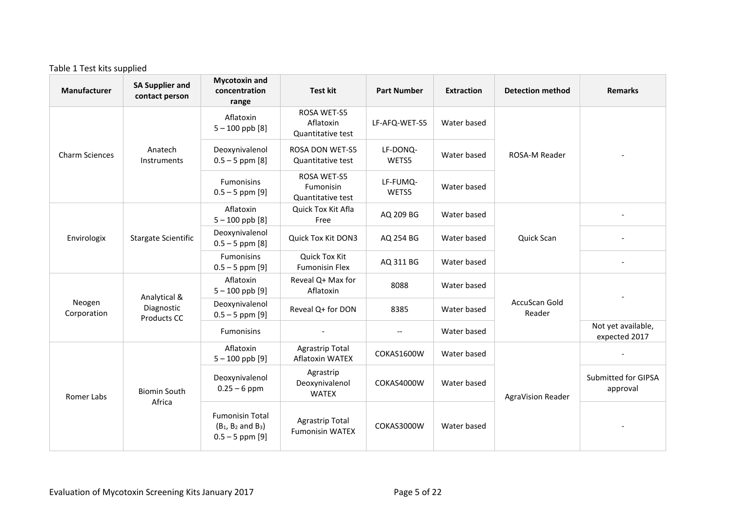Table 1 Test kits supplied

| Manufacturer | SA Supplier and contact person | Mycotoxin and concentration range | Test kit | Part Number | Extraction | Detection method | Remarks |
|---|---|---|---|---|---|---|---|
| Charm Sciences | Anatech Instruments | Aflatoxin 5 – 100 ppb [8] | ROSA WET-S5 Aflatoxin Quantitative test | LF-AFQ-WET-S5 | Water based | ROSA-M Reader | - |
| | | Deoxynivalenol 0.5 – 5 ppm [8] | ROSA DON WET-S5 Quantitative test | LF-DONQ-WETS5 | Water based | | |
| | | Fumonisins 0.5 – 5 ppm [9] | ROSA WET-S5 Fumonisin Quantitative test | LF-FUMQ-WETS5 | Water based | | |
| Envirologix | Stargate Scientific | Aflatoxin 5 – 100 ppb [8] | Quick Tox Kit Afla Free | AQ 209 BG | Water based | Quick Scan | - |
| | | Deoxynivalenol 0.5 – 5 ppm [8] | Quick Tox Kit DON3 | AQ 254 BG | Water based | | - |
| | | Fumonisins 0.5 – 5 ppm [9] | Quick Tox Kit Fumonisin Flex | AQ 311 BG | Water based | | - |
| Neogen Corporation | Analytical & Diagnostic Products CC | Aflatoxin 5 – 100 ppb [9] | Reveal Q+ Max for Aflatoxin | 8088 | Water based | AccuScan Gold Reader | - |
| | | Deoxynivalenol 0.5 – 5 ppm [9] | Reveal Q+ for DON | 8385 | Water based | | |
| | | Fumonisins | - | -- | Water based | | Not yet available, expected 2017 |
| Romer Labs | Biomin South Africa | Aflatoxin 5 – 100 ppb [9] | Agrastrip Total Aflatoxin WATEX | COKAS1600W | Water based | AgraVision Reader | - |
| | | Deoxynivalenol 0.25 – 6 ppm | Agrastrip Deoxynivalenol WATEX | COKAS4000W | Water based | | Submitted for GIPSA approval |
| | | Fumonisin Total ($B_1$, $B_2$ and $B_3$) 0.5 – 5 ppm [9] | Agrastrip Total Fumonisin WATEX | COKAS3000W | Water based | | - |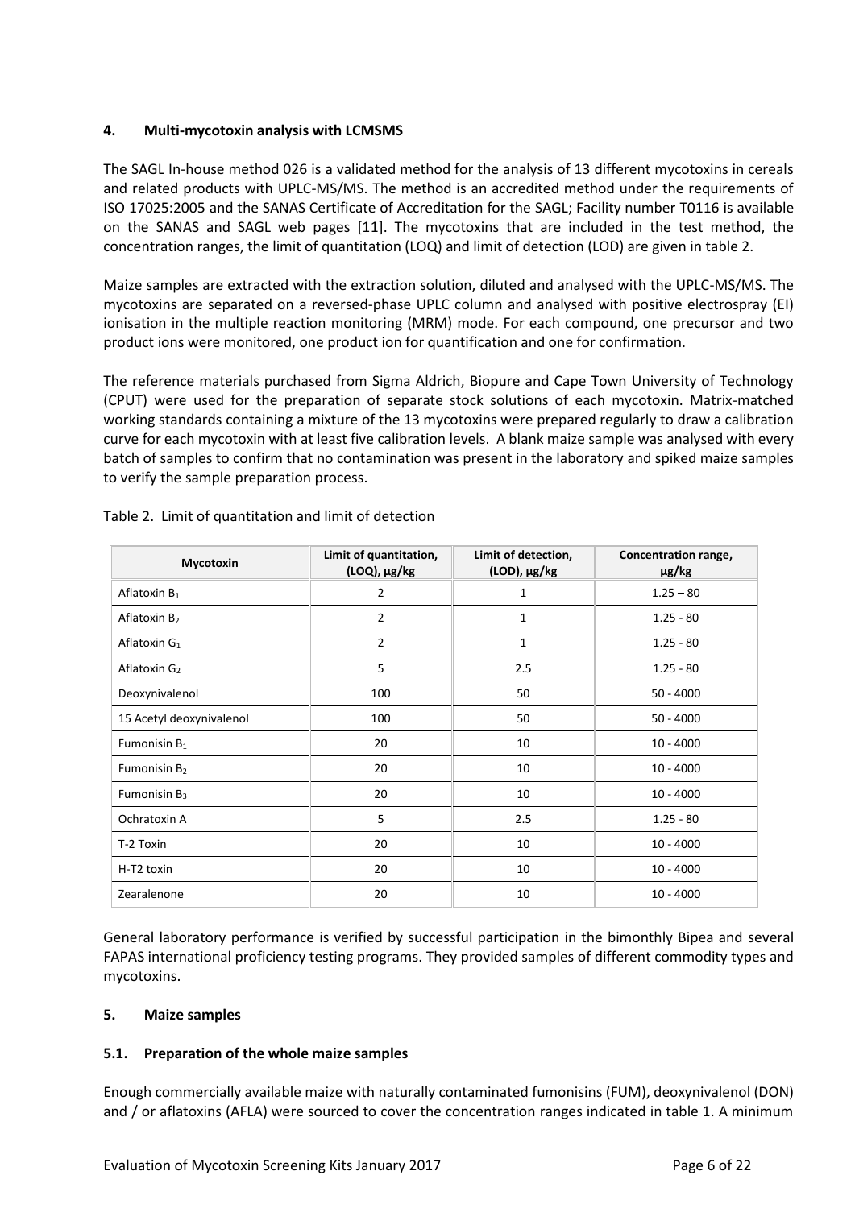## 4. Multi-mycotoxin analysis with LCMSMS

The SAGL In-house method 026 is a validated method for the analysis of 13 different mycotoxins in cereals and related products with UPLC-MS/MS. The method is an accredited method under the requirements of ISO 17025:2005 and the SANAS Certificate of Accreditation for the SAGL; Facility number T0116 is available on the SANAS and SAGL web pages [11]. The mycotoxins that are included in the test method, the concentration ranges, the limit of quantitation (LOQ) and limit of detection (LOD) are given in table 2.

Maize samples are extracted with the extraction solution, diluted and analysed with the UPLC-MS/MS. The mycotoxins are separated on a reversed-phase UPLC column and analysed with positive electrospray (EI) ionisation in the multiple reaction monitoring (MRM) mode. For each compound, one precursor and two product ions were monitored, one product ion for quantification and one for confirmation.

The reference materials purchased from Sigma Aldrich, Biopure and Cape Town University of Technology (CPUT) were used for the preparation of separate stock solutions of each mycotoxin. Matrix-matched working standards containing a mixture of the 13 mycotoxins were prepared regularly to draw a calibration curve for each mycotoxin with at least five calibration levels. A blank maize sample was analysed with every batch of samples to confirm that no contamination was present in the laboratory and spiked maize samples to verify the sample preparation process.

Table 2. Limit of quantitation and limit of detection

| Mycotoxin | Limit of quantitation, (LOQ), µg/kg | Limit of detection, (LOD), µg/kg | Concentration range, µg/kg |
|---|---|---|---|
| Aflatoxin $B_1$ | 2 | 1 | 1.25 – 80 |
| Aflatoxin $B_2$ | 2 | 1 | 1.25 - 80 |
| Aflatoxin $G_1$ | 2 | 1 | 1.25 - 80 |
| Aflatoxin $G_2$ | 5 | 2.5 | 1.25 - 80 |
| Deoxynivalenol | 100 | 50 | 50 - 4000 |
| 15 Acetyl deoxynivalenol | 100 | 50 | 50 - 4000 |
| Fumonisin $B_1$ | 20 | 10 | 10 - 4000 |
| Fumonisin $B_2$ | 20 | 10 | 10 - 4000 |
| Fumonisin $B_3$ | 20 | 10 | 10 - 4000 |
| Ochratoxin A | 5 | 2.5 | 1.25 - 80 |
| T-2 Toxin | 20 | 10 | 10 - 4000 |
| H-T2 toxin | 20 | 10 | 10 - 4000 |
| Zearalenone | 20 | 10 | 10 - 4000 |

General laboratory performance is verified by successful participation in the bimonthly Bipea and several FAPAS international proficiency testing programs. They provided samples of different commodity types and mycotoxins.

## 5. Maize samples

### 5.1. Preparation of the whole maize samples

Enough commercially available maize with naturally contaminated fumonisins (FUM), deoxynivalenol (DON) and / or aflatoxins (AFLA) were sourced to cover the concentration ranges indicated in table 1. A minimum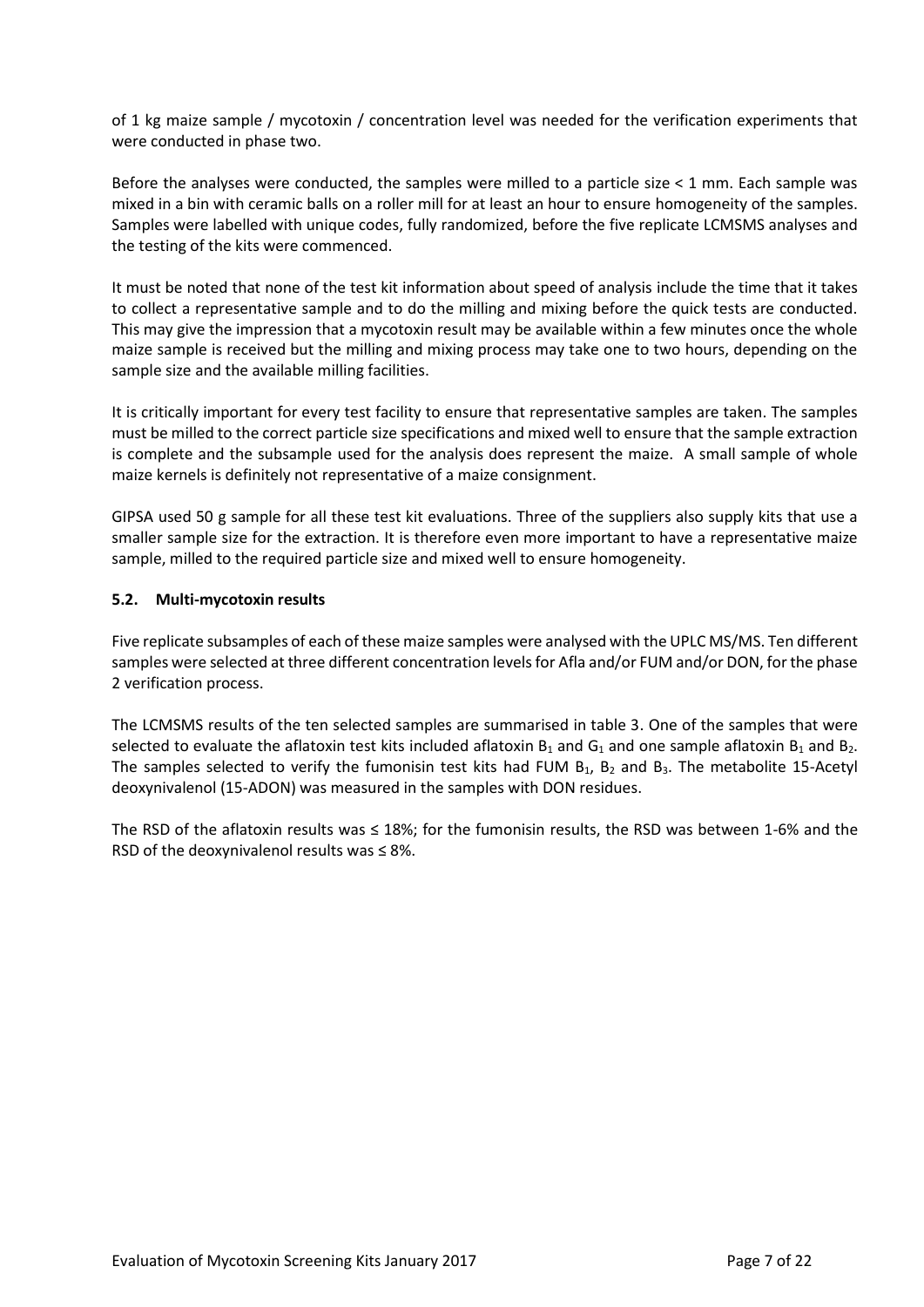of 1 kg maize sample / mycotoxin / concentration level was needed for the verification experiments that were conducted in phase two.

Before the analyses were conducted, the samples were milled to a particle size < 1 mm. Each sample was mixed in a bin with ceramic balls on a roller mill for at least an hour to ensure homogeneity of the samples. Samples were labelled with unique codes, fully randomized, before the five replicate LCMSMS analyses and the testing of the kits were commenced.

It must be noted that none of the test kit information about speed of analysis include the time that it takes to collect a representative sample and to do the milling and mixing before the quick tests are conducted. This may give the impression that a mycotoxin result may be available within a few minutes once the whole maize sample is received but the milling and mixing process may take one to two hours, depending on the sample size and the available milling facilities.

It is critically important for every test facility to ensure that representative samples are taken. The samples must be milled to the correct particle size specifications and mixed well to ensure that the sample extraction is complete and the subsample used for the analysis does represent the maize. A small sample of whole maize kernels is definitely not representative of a maize consignment.

GIPSA used 50 g sample for all these test kit evaluations. Three of the suppliers also supply kits that use a smaller sample size for the extraction. It is therefore even more important to have a representative maize sample, milled to the required particle size and mixed well to ensure homogeneity.

### 5.2. Multi-mycotoxin results

Five replicate subsamples of each of these maize samples were analysed with the UPLC MS/MS. Ten different samples were selected at three different concentration levels for Afla and/or FUM and/or DON, for the phase 2 verification process.

The LCMSMS results of the ten selected samples are summarised in table 3. One of the samples that were selected to evaluate the aflatoxin test kits included aflatoxin $B_1$ and $G_1$ and one sample aflatoxin $B_1$ and $B_2$. The samples selected to verify the fumonisin test kits had FUM $B_1$, $B_2$ and $B_3$. The metabolite 15-Acetyl deoxynivalenol (15-ADON) was measured in the samples with DON residues.

The RSD of the aflatoxin results was ≤ 18%; for the fumonisin results, the RSD was between 1-6% and the RSD of the deoxynivalenol results was ≤ 8%.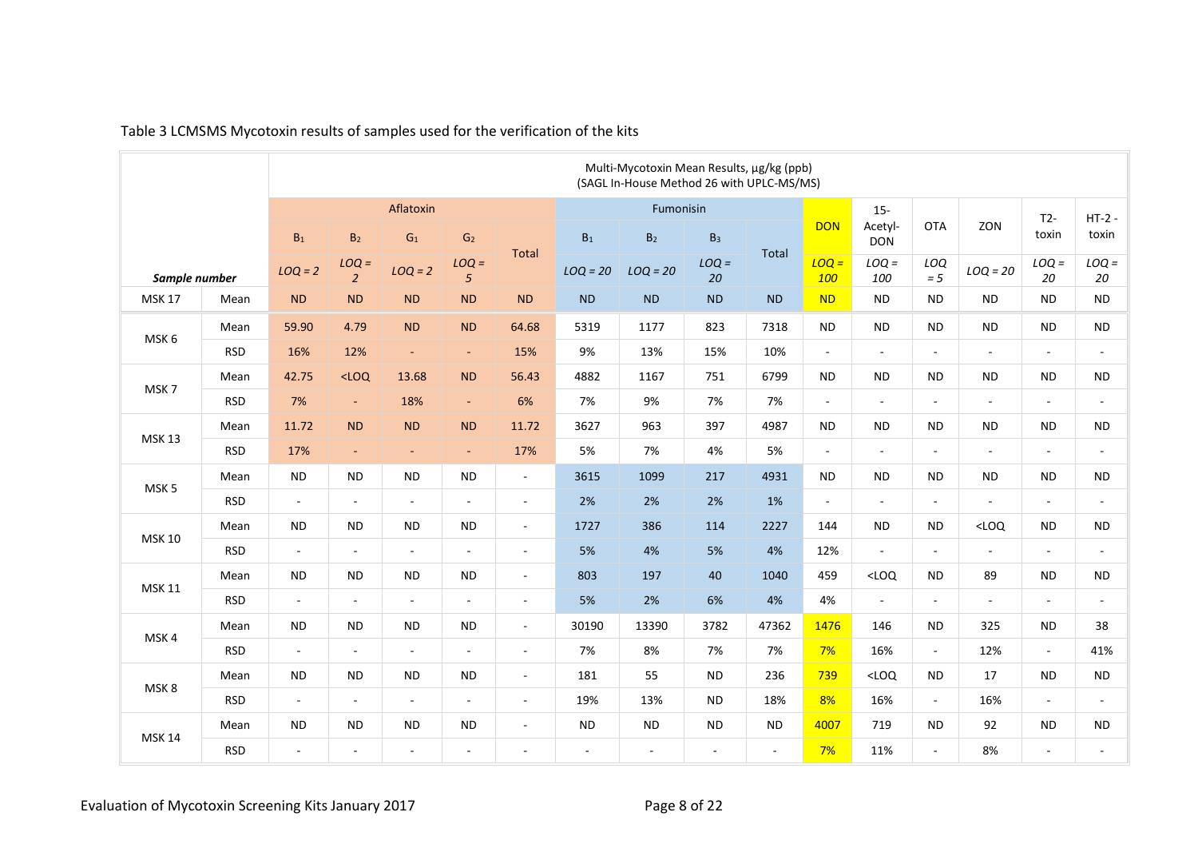Table 3 LCMSMS Mycotoxin results of samples used for the verification of the kits

| Sample number | | Multi-Mycotoxin Mean Results, µg/kg (ppb) (SAGL In-House Method 26 with UPLC-MS/MS) | | | | | | | | | | | | | | | |
|---|---|---|---|---|---|---|---|---|---|---|---|---|---|---|---|---|---|
| | | Aflatoxin | | | | | Fumonisin | | | | DON | 15-Acetyl-DON | OTA | ZON | T2-toxin | HT-2 - toxin |
| | | $B_1$ | $B_2$ | $G_1$ | $G_2$ | Total | $B_1$ | $B_2$ | $B_3$ | Total | | | | | | |
| | | *LOQ = 2* | *LOQ = 2* | *LOQ = 2* | *LOQ = 5* | | *LOQ = 20* | *LOQ = 20* | *LOQ = 20* | | *LOQ = 100* | *LOQ = 100* | *LOQ = 5* | *LOQ = 20* | *LOQ = 20* | *LOQ = 20* |
| MSK 17 | Mean | ND | ND | ND | ND | ND | ND | ND | ND | ND | ND | ND | ND | ND | ND | ND |
| MSK 6 | Mean | 59.90 | 4.79 | ND | ND | 64.68 | 5319 | 1177 | 823 | 7318 | ND | ND | ND | ND | ND | ND |
| | RSD | 16% | 12% | - | - | 15% | 9% | 13% | 15% | 10% | - | - | - | - | - | - |
| MSK 7 | Mean | 42.75 | <LOQ | 13.68 | ND | 56.43 | 4882 | 1167 | 751 | 6799 | ND | ND | ND | ND | ND | ND |
| | RSD | 7% | - | 18% | - | 6% | 7% | 9% | 7% | 7% | - | - | - | - | - | - |
| MSK 13 | Mean | 11.72 | ND | ND | ND | 11.72 | 3627 | 963 | 397 | 4987 | ND | ND | ND | ND | ND | ND |
| | RSD | 17% | - | - | - | 17% | 5% | 7% | 4% | 5% | - | - | - | - | - | - |
| MSK 5 | Mean | ND | ND | ND | ND | - | 3615 | 1099 | 217 | 4931 | ND | ND | ND | ND | ND | ND |
| | RSD | - | - | - | - | - | 2% | 2% | 2% | 1% | - | - | - | - | - | - |
| MSK 10 | Mean | ND | ND | ND | ND | - | 1727 | 386 | 114 | 2227 | 144 | ND | ND | <LOQ | ND | ND |
| | RSD | - | - | - | - | - | 5% | 4% | 5% | 4% | 12% | - | - | - | - | - |
| MSK 11 | Mean | ND | ND | ND | ND | - | 803 | 197 | 40 | 1040 | 459 | <LOQ | ND | 89 | ND | ND |
| | RSD | - | - | - | - | - | 5% | 2% | 6% | 4% | 4% | - | - | - | - | - |
| MSK 4 | Mean | ND | ND | ND | ND | - | 30190 | 13390 | 3782 | 47362 | 1476 | 146 | ND | 325 | ND | 38 |
| | RSD | - | - | - | - | - | 7% | 8% | 7% | 7% | 7% | 16% | - | 12% | - | 41% |
| MSK 8 | Mean | ND | ND | ND | ND | - | 181 | 55 | ND | 236 | 739 | <LOQ | ND | 17 | ND | ND |
| | RSD | - | - | - | - | - | 19% | 13% | ND | 18% | 8% | 16% | - | 16% | - | - |
| MSK 14 | Mean | ND | ND | ND | ND | - | ND | ND | ND | ND | 4007 | 719 | ND | 92 | ND | ND |
| | RSD | - | - | - | - | - | - | - | - | - | 7% | 11% | - | 8% | - | - |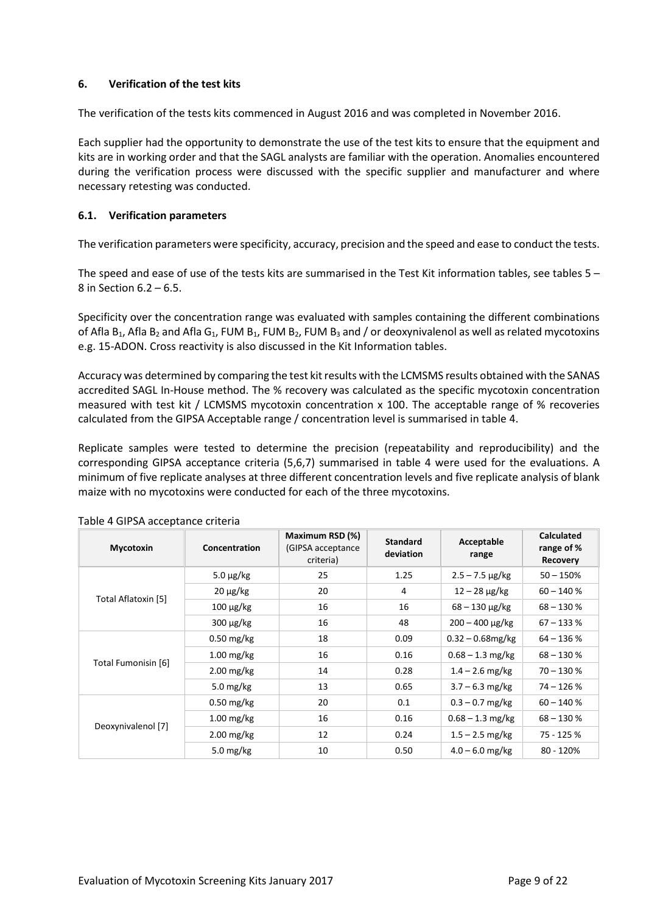## 6. Verification of the test kits

The verification of the tests kits commenced in August 2016 and was completed in November 2016.

Each supplier had the opportunity to demonstrate the use of the test kits to ensure that the equipment and kits are in working order and that the SAGL analysts are familiar with the operation. Anomalies encountered during the verification process were discussed with the specific supplier and manufacturer and where necessary retesting was conducted.

### 6.1. Verification parameters

The verification parameters were specificity, accuracy, precision and the speed and ease to conduct the tests.

The speed and ease of use of the tests kits are summarised in the Test Kit information tables, see tables 5 – 8 in Section 6.2 – 6.5.

Specificity over the concentration range was evaluated with samples containing the different combinations of Afla $B_1$, Afla $B_2$ and Afla $G_1$, FUM $B_1$, FUM $B_2$, FUM $B_3$ and / or deoxynivalenol as well as related mycotoxins e.g. 15-ADON. Cross reactivity is also discussed in the Kit Information tables.

Accuracy was determined by comparing the test kit results with the LCMSMS results obtained with the SANAS accredited SAGL In-House method. The % recovery was calculated as the specific mycotoxin concentration measured with test kit / LCMSMS mycotoxin concentration x 100. The acceptable range of % recoveries calculated from the GIPSA Acceptable range / concentration level is summarised in table 4.

Replicate samples were tested to determine the precision (repeatability and reproducibility) and the corresponding GIPSA acceptance criteria (5,6,7) summarised in table 4 were used for the evaluations. A minimum of five replicate analyses at three different concentration levels and five replicate analysis of blank maize with no mycotoxins were conducted for each of the three mycotoxins.

Table 4 GIPSA acceptance criteria

| Mycotoxin | Concentration | Maximum RSD (%) (GIPSA acceptance criteria) | Standard deviation | Acceptable range | Calculated range of % Recovery |
|---|---|---|---|---|---|
| Total Aflatoxin [5] | 5.0 µg/kg | 25 | 1.25 | 2.5 – 7.5 µg/kg | 50 – 150% |
| | 20 µg/kg | 20 | 4 | 12 – 28 µg/kg | 60 – 140 % |
| | 100 µg/kg | 16 | 16 | 68 – 130 µg/kg | 68 – 130 % |
| | 300 µg/kg | 16 | 48 | 200 – 400 µg/kg | 67 – 133 % |
| Total Fumonisin [6] | 0.50 mg/kg | 18 | 0.09 | 0.32 – 0.68mg/kg | 64 – 136 % |
| | 1.00 mg/kg | 16 | 0.16 | 0.68 – 1.3 mg/kg | 68 – 130 % |
| | 2.00 mg/kg | 14 | 0.28 | 1.4 – 2.6 mg/kg | 70 – 130 % |
| | 5.0 mg/kg | 13 | 0.65 | 3.7 – 6.3 mg/kg | 74 – 126 % |
| Deoxynivalenol [7] | 0.50 mg/kg | 20 | 0.1 | 0.3 – 0.7 mg/kg | 60 – 140 % |
| | 1.00 mg/kg | 16 | 0.16 | 0.68 – 1.3 mg/kg | 68 – 130 % |
| | 2.00 mg/kg | 12 | 0.24 | 1.5 – 2.5 mg/kg | 75 - 125 % |
| | 5.0 mg/kg | 10 | 0.50 | 4.0 – 6.0 mg/kg | 80 - 120% |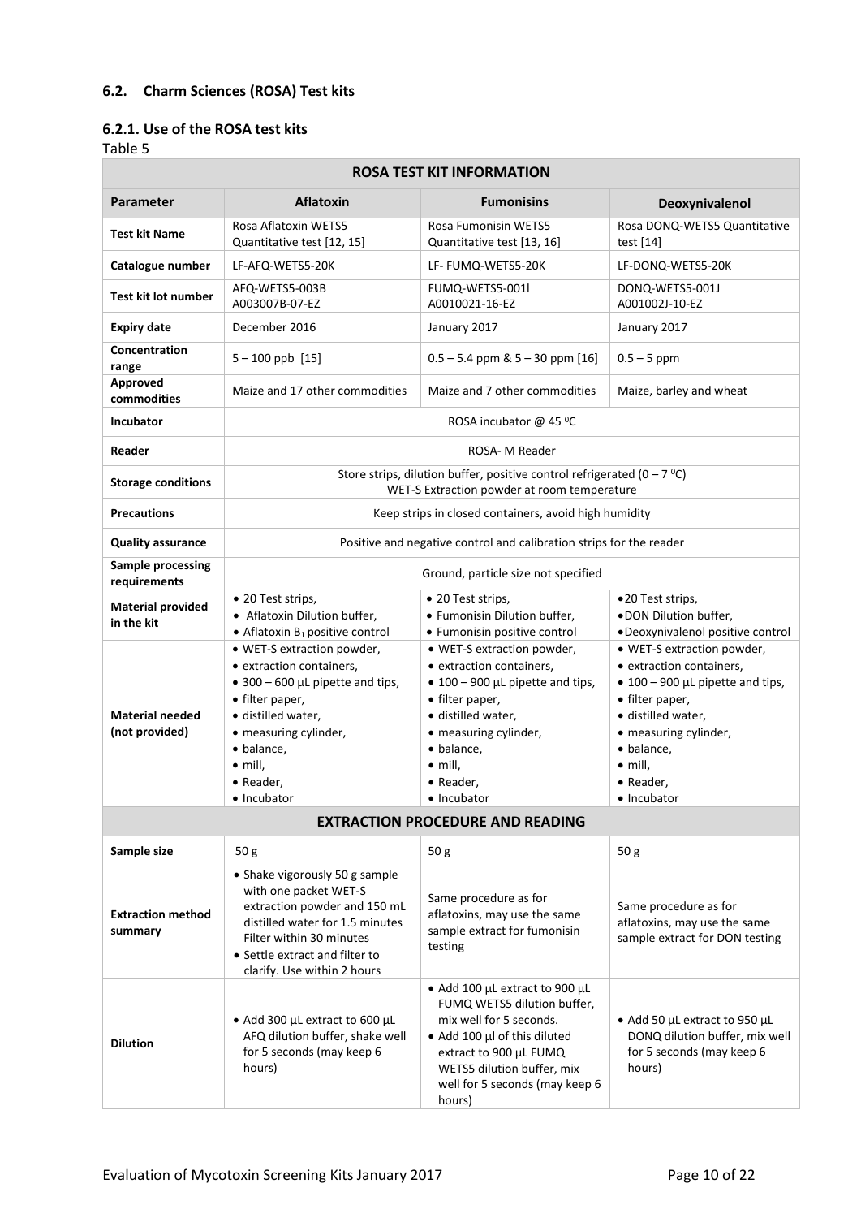### 6.2. Charm Sciences (ROSA) Test kits

#### 6.2.1. Use of the ROSA test kits

Table 5

| ROSA TEST KIT INFORMATION | | | |
|---|---|---|---|
| **Parameter** | **Aflatoxin** | **Fumonisins** | **Deoxynivalenol** |
| **Test kit Name** | Rosa Aflatoxin WETS5 Quantitative test [12, 15] | Rosa Fumonisin WETS5 Quantitative test [13, 16] | Rosa DONQ-WETS5 Quantitative test [14] |
| **Catalogue number** | LF-AFQ-WETS5-20K | LF- FUMQ-WETS5-20K | LF-DONQ-WETS5-20K |
| **Test kit lot number** | AFQ-WETS5-003B A003007B-07-EZ | FUMQ-WETS5-001l A0010021-16-EZ | DONQ-WETS5-001J A001002J-10-EZ |
| **Expiry date** | December 2016 | January 2017 | January 2017 |
| **Concentration range** | 5 – 100 ppb [15] | 0.5 – 5.4 ppm & 5 – 30 ppm [16] | 0.5 – 5 ppm |
| **Approved commodities** | Maize and 17 other commodities | Maize and 7 other commodities | Maize, barley and wheat |
| **Incubator** | ROSA incubator @ 45 ⁰C | | |
| **Reader** | ROSA- M Reader | | |
| **Storage conditions** | Store strips, dilution buffer, positive control refrigerated (0 – 7 ⁰C) WET-S Extraction powder at room temperature | | |
| **Precautions** | Keep strips in closed containers, avoid high humidity | | |
| **Quality assurance** | Positive and negative control and calibration strips for the reader | | |
| **Sample processing requirements** | Ground, particle size not specified | | |
| **Material provided in the kit** | • 20 Test strips,<br>• Aflatoxin Dilution buffer,<br>• Aflatoxin $B_1$ positive control | • 20 Test strips,<br>• Fumonisin Dilution buffer,<br>• Fumonisin positive control | • 20 Test strips,<br>• DON Dilution buffer,<br>• Deoxynivalenol positive control |
| **Material needed (not provided)** | • WET-S extraction powder,<br>• extraction containers,<br>• 300 – 600 µL pipette and tips,<br>• filter paper,<br>• distilled water,<br>• measuring cylinder,<br>• balance,<br>• mill,<br>• Reader,<br>• Incubator | • WET-S extraction powder,<br>• extraction containers,<br>• 100 – 900 µL pipette and tips,<br>• filter paper,<br>• distilled water,<br>• measuring cylinder,<br>• balance,<br>• mill,<br>• Reader,<br>• Incubator | • WET-S extraction powder,<br>• extraction containers,<br>• 100 – 900 µL pipette and tips,<br>• filter paper,<br>• distilled water,<br>• measuring cylinder,<br>• balance,<br>• mill,<br>• Reader,<br>• Incubator |
| **EXTRACTION PROCEDURE AND READING** | | | |
| **Sample size** | 50 g | 50 g | 50 g |
| **Extraction method summary** | • Shake vigorously 50 g sample with one packet WET-S extraction powder and 150 mL distilled water for 1.5 minutes Filter within 30 minutes<br>• Settle extract and filter to clarify. Use within 2 hours | Same procedure as for aflatoxins, may use the same sample extract for fumonisin testing | Same procedure as for aflatoxins, may use the same sample extract for DON testing |
| **Dilution** | • Add 300 µL extract to 600 µL AFQ dilution buffer, shake well for 5 seconds (may keep 6 hours) | • Add 100 µL extract to 900 µL FUMQ WETS5 dilution buffer, mix well for 5 seconds.<br>• Add 100 µl of this diluted extract to 900 µL FUMQ WETS5 dilution buffer, mix well for 5 seconds (may keep 6 hours) | • Add 50 µL extract to 950 µL DONQ dilution buffer, mix well for 5 seconds (may keep 6 hours) |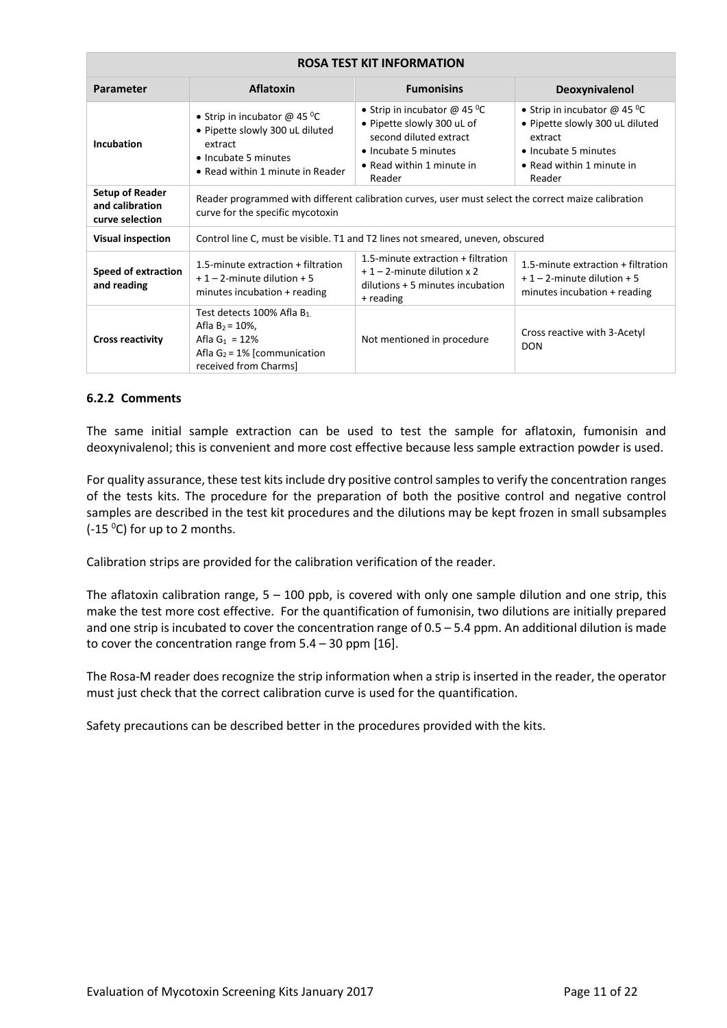| ROSA TEST KIT INFORMATION | | | |
|---|---|---|---|
| **Parameter** | **Aflatoxin** | **Fumonisins** | **Deoxynivalenol** |
| **Incubation** | • Strip in incubator @ 45 $^0$C<br>• Pipette slowly 300 uL diluted extract<br>• Incubate 5 minutes<br>• Read within 1 minute in Reader | • Strip in incubator @ 45 $^0$C<br>• Pipette slowly 300 uL of second diluted extract<br>• Incubate 5 minutes<br>• Read within 1 minute in Reader | • Strip in incubator @ 45 $^0$C<br>• Pipette slowly 300 uL diluted extract<br>• Incubate 5 minutes<br>• Read within 1 minute in Reader |
| **Setup of Reader and calibration curve selection** | Reader programmed with different calibration curves, user must select the correct maize calibration curve for the specific mycotoxin | | |
| **Visual inspection** | Control line C, must be visible. T1 and T2 lines not smeared, uneven, obscured | | |
| **Speed of extraction and reading** | 1.5-minute extraction + filtration + 1 – 2-minute dilution + 5 minutes incubation + reading | 1.5-minute extraction + filtration + 1 – 2-minute dilution x 2 dilutions + 5 minutes incubation + reading | 1.5-minute extraction + filtration + 1 – 2-minute dilution + 5 minutes incubation + reading |
| **Cross reactivity** | Test detects 100% Afla $B_1$.<br>Afla $B_2$ = 10%,<br>Afla $G_1$ = 12%<br>Afla $G_2$ = 1% [communication received from Charms] | Not mentioned in procedure | Cross reactive with 3-Acetyl DON |

### 6.2.2 Comments

The same initial sample extraction can be used to test the sample for aflatoxin, fumonisin and deoxynivalenol; this is convenient and more cost effective because less sample extraction powder is used.

For quality assurance, these test kits include dry positive control samples to verify the concentration ranges of the tests kits. The procedure for the preparation of both the positive control and negative control samples are described in the test kit procedures and the dilutions may be kept frozen in small subsamples (-15 $^0$C) for up to 2 months.

Calibration strips are provided for the calibration verification of the reader.

The aflatoxin calibration range, 5 – 100 ppb, is covered with only one sample dilution and one strip, this make the test more cost effective. For the quantification of fumonisin, two dilutions are initially prepared and one strip is incubated to cover the concentration range of 0.5 – 5.4 ppm. An additional dilution is made to cover the concentration range from 5.4 – 30 ppm [16].

The Rosa-M reader does recognize the strip information when a strip is inserted in the reader, the operator must just check that the correct calibration curve is used for the quantification.

Safety precautions can be described better in the procedures provided with the kits.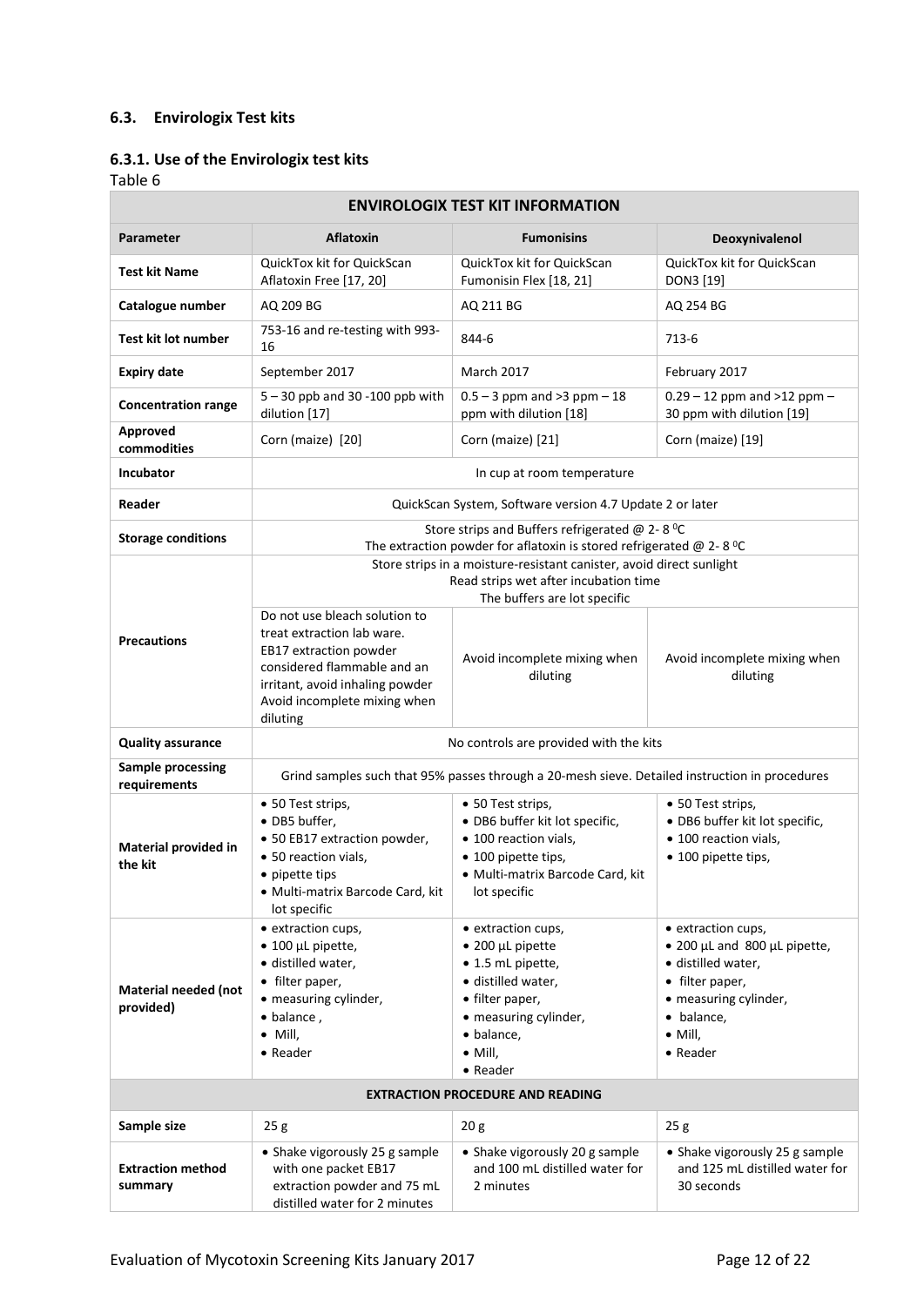### 6.3. Envirologix Test kits

#### 6.3.1. Use of the Envirologix test kits

Table 6

| ENVIROLOGIX TEST KIT INFORMATION | | | |
|---|---|---|---|
| **Parameter** | **Aflatoxin** | **Fumonisins** | **Deoxynivalenol** |
| **Test kit Name** | QuickTox kit for QuickScan Aflatoxin Free [17, 20] | QuickTox kit for QuickScan Fumonisin Flex [18, 21] | QuickTox kit for QuickScan DON3 [19] |
| **Catalogue number** | AQ 209 BG | AQ 211 BG | AQ 254 BG |
| **Test kit lot number** | 753-16 and re-testing with 993-16 | 844-6 | 713-6 |
| **Expiry date** | September 2017 | March 2017 | February 2017 |
| **Concentration range** | 5 – 30 ppb and 30 -100 ppb with dilution [17] | 0.5 – 3 ppm and >3 ppm – 18 ppm with dilution [18] | 0.29 – 12 ppm and >12 ppm – 30 ppm with dilution [19] |
| **Approved commodities** | Corn (maize) [20] | Corn (maize) [21] | Corn (maize) [19] |
| **Incubator** | In cup at room temperature | | |
| **Reader** | QuickScan System, Software version 4.7 Update 2 or later | | |
| **Storage conditions** | Store strips and Buffers refrigerated @ 2- 8 $^0$C<br>The extraction powder for aflatoxin is stored refrigerated @ 2- 8 $^0$C | | |
| **Precautions** | Store strips in a moisture-resistant canister, avoid direct sunlight<br>Read strips wet after incubation time<br>The buffers are lot specific | | |
| | Do not use bleach solution to treat extraction lab ware.<br>EB17 extraction powder considered flammable and an irritant, avoid inhaling powder<br>Avoid incomplete mixing when diluting | Avoid incomplete mixing when diluting | Avoid incomplete mixing when diluting |
| **Quality assurance** | No controls are provided with the kits | | |
| **Sample processing requirements** | Grind samples such that 95% passes through a 20-mesh sieve. Detailed instruction in procedures | | |
| **Material provided in the kit** | • 50 Test strips,<br>• DB5 buffer,<br>• 50 EB17 extraction powder,<br>• 50 reaction vials,<br>• pipette tips<br>• Multi-matrix Barcode Card, kit lot specific | • 50 Test strips,<br>• DB6 buffer kit lot specific,<br>• 100 reaction vials,<br>• 100 pipette tips,<br>• Multi-matrix Barcode Card, kit lot specific | • 50 Test strips,<br>• DB6 buffer kit lot specific,<br>• 100 reaction vials,<br>• 100 pipette tips, |
| **Material needed (not provided)** | • extraction cups,<br>• 100 µL pipette,<br>• distilled water,<br>• filter paper,<br>• measuring cylinder,<br>• balance ,<br>• Mill,<br>• Reader | • extraction cups,<br>• 200 µL pipette<br>• 1.5 mL pipette,<br>• distilled water,<br>• filter paper,<br>• measuring cylinder,<br>• balance,<br>• Mill,<br>• Reader | • extraction cups,<br>• 200 µL and 800 µL pipette,<br>• distilled water,<br>• filter paper,<br>• measuring cylinder,<br>• balance,<br>• Mill,<br>• Reader |
| **EXTRACTION PROCEDURE AND READING** | | | |
| **Sample size** | 25 g | 20 g | 25 g |
| **Extraction method summary** | • Shake vigorously 25 g sample with one packet EB17 extraction powder and 75 mL distilled water for 2 minutes | • Shake vigorously 20 g sample and 100 mL distilled water for 2 minutes | • Shake vigorously 25 g sample and 125 mL distilled water for 30 seconds |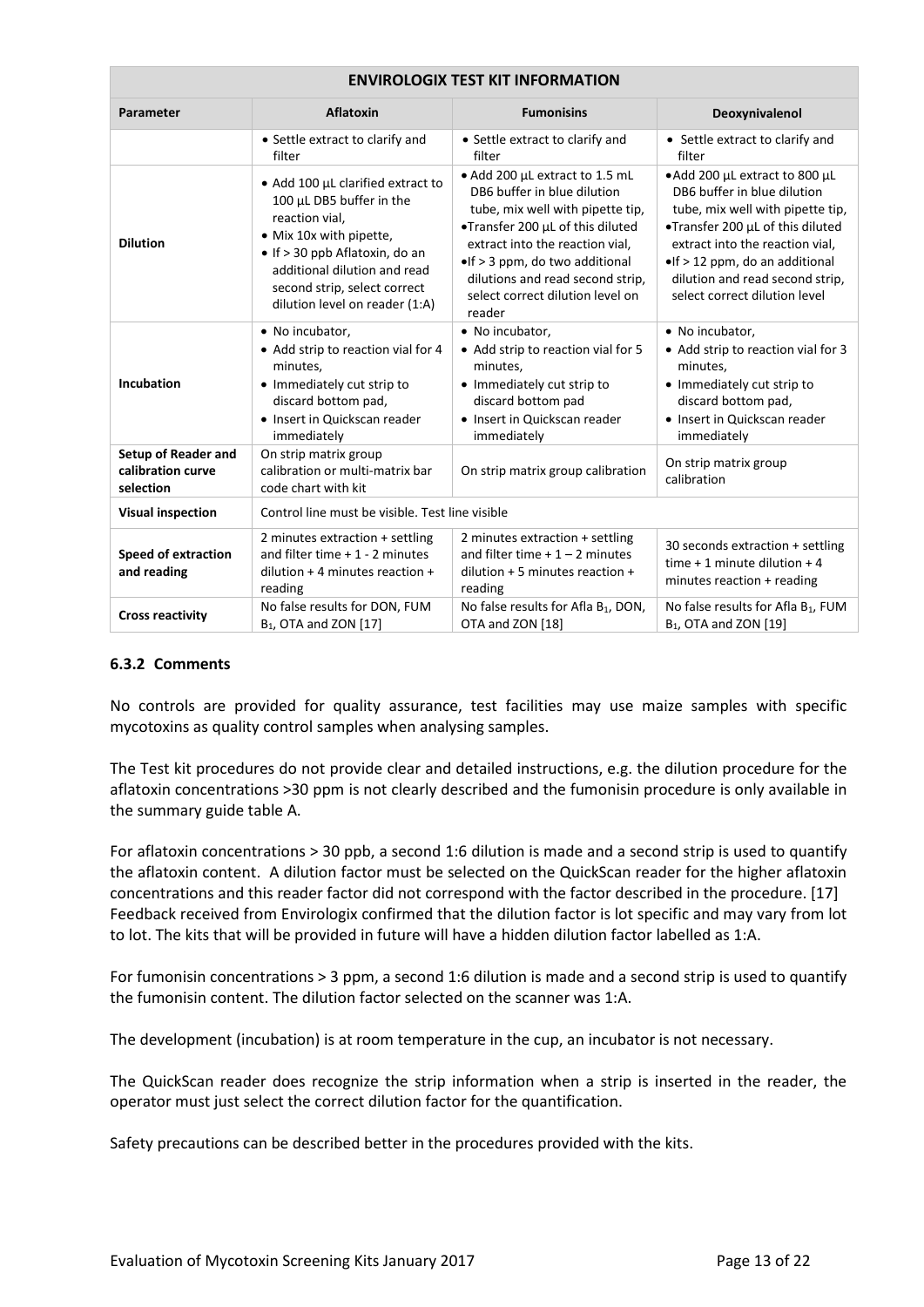| ENVIROLOGIX TEST KIT INFORMATION | | | |
|---|---|---|---|
| **Parameter** | **Aflatoxin** | **Fumonisins** | **Deoxynivalenol** |
| | • Settle extract to clarify and filter | • Settle extract to clarify and filter | • Settle extract to clarify and filter |
| **Dilution** | • Add 100 µL clarified extract to 100 µL DB5 buffer in the reaction vial, • Mix 10x with pipette, • If > 30 ppb Aflatoxin, do an additional dilution and read second strip, select correct dilution level on reader (1:A) | • Add 200 µL extract to 1.5 mL DB6 buffer in blue dilution tube, mix well with pipette tip, • Transfer 200 µL of this diluted extract into the reaction vial, • If > 3 ppm, do two additional dilutions and read second strip, select correct dilution level on reader | • Add 200 µL extract to 800 µL DB6 buffer in blue dilution tube, mix well with pipette tip, • Transfer 200 µL of this diluted extract into the reaction vial, • If > 12 ppm, do an additional dilution and read second strip, select correct dilution level |
| **Incubation** | • No incubator, • Add strip to reaction vial for 4 minutes, • Immediately cut strip to discard bottom pad, • Insert in Quickscan reader immediately | • No incubator, • Add strip to reaction vial for 5 minutes, • Immediately cut strip to discard bottom pad • Insert in Quickscan reader immediately | • No incubator, • Add strip to reaction vial for 3 minutes, • Immediately cut strip to discard bottom pad, • Insert in Quickscan reader immediately |
| **Setup of Reader and calibration curve selection** | On strip matrix group calibration or multi-matrix bar code chart with kit | On strip matrix group calibration | On strip matrix group calibration |
| **Visual inspection** | Control line must be visible. Test line visible | | |
| **Speed of extraction and reading** | 2 minutes extraction + settling and filter time + 1 - 2 minutes dilution + 4 minutes reaction + reading | 2 minutes extraction + settling and filter time + 1 – 2 minutes dilution + 5 minutes reaction + reading | 30 seconds extraction + settling time + 1 minute dilution + 4 minutes reaction + reading |
| **Cross reactivity** | No false results for DON, FUM $B_1$, OTA and ZON [17] | No false results for Afla $B_1$, DON, OTA and ZON [18] | No false results for Afla $B_1$, FUM $B_1$, OTA and ZON [19] |

### 6.3.2 Comments

No controls are provided for quality assurance, test facilities may use maize samples with specific mycotoxins as quality control samples when analysing samples.

The Test kit procedures do not provide clear and detailed instructions, e.g. the dilution procedure for the aflatoxin concentrations >30 ppm is not clearly described and the fumonisin procedure is only available in the summary guide table A.

For aflatoxin concentrations > 30 ppb, a second 1:6 dilution is made and a second strip is used to quantify the aflatoxin content. A dilution factor must be selected on the QuickScan reader for the higher aflatoxin concentrations and this reader factor did not correspond with the factor described in the procedure. [17] Feedback received from Envirologix confirmed that the dilution factor is lot specific and may vary from lot to lot. The kits that will be provided in future will have a hidden dilution factor labelled as 1:A.

For fumonisin concentrations > 3 ppm, a second 1:6 dilution is made and a second strip is used to quantify the fumonisin content. The dilution factor selected on the scanner was 1:A.

The development (incubation) is at room temperature in the cup, an incubator is not necessary.

The QuickScan reader does recognize the strip information when a strip is inserted in the reader, the operator must just select the correct dilution factor for the quantification.

Safety precautions can be described better in the procedures provided with the kits.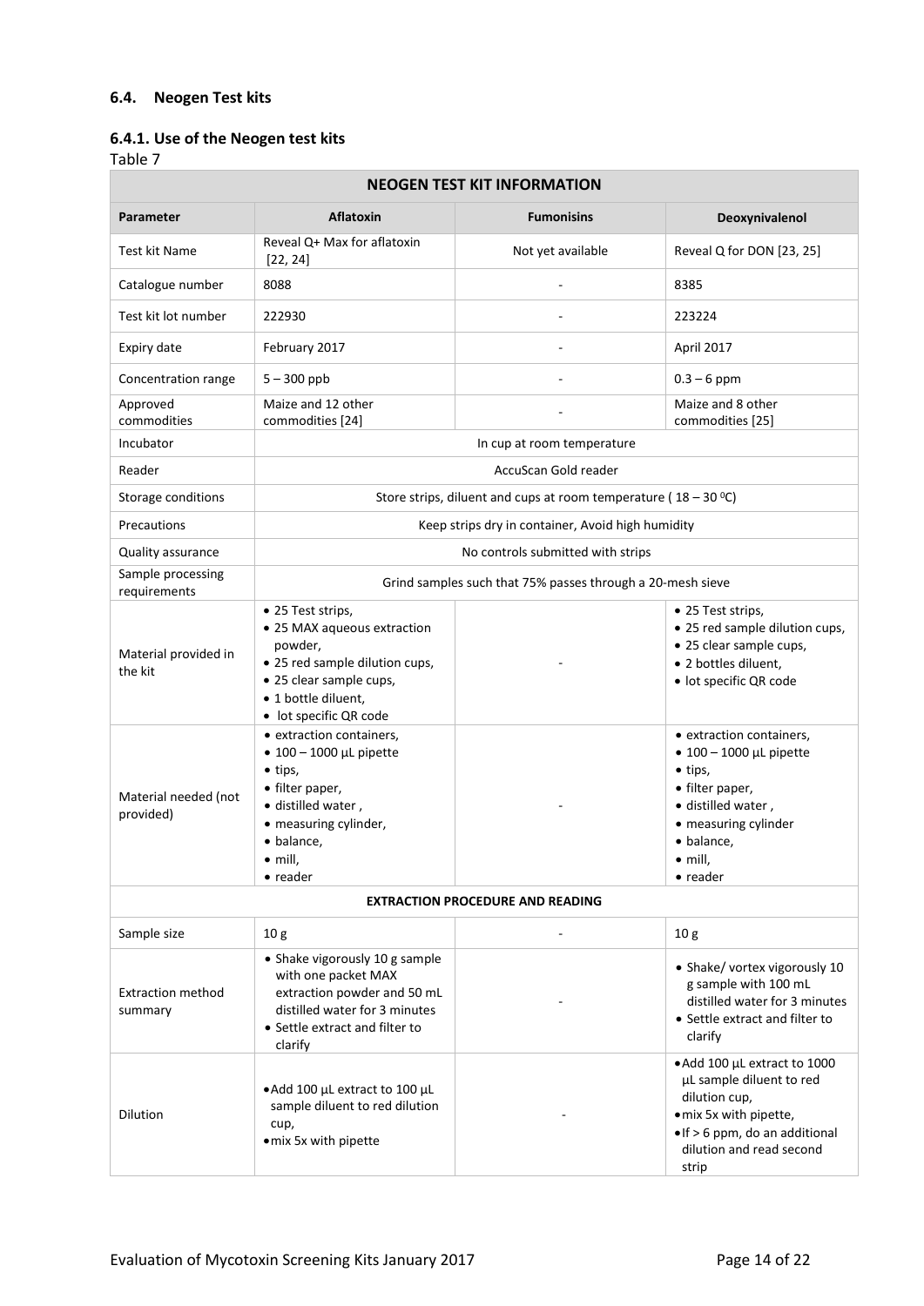### 6.4. Neogen Test kits

#### 6.4.1. Use of the Neogen test kits

Table 7

| NEOGEN TEST KIT INFORMATION | | | |
|---|---|---|---|
| **Parameter** | **Aflatoxin** | **Fumonisins** | **Deoxynivalenol** |
| Test kit Name | Reveal Q+ Max for aflatoxin [22, 24] | Not yet available | Reveal Q for DON [23, 25] |
| Catalogue number | 8088 | - | 8385 |
| Test kit lot number | 222930 | - | 223224 |
| Expiry date | February 2017 | - | April 2017 |
| Concentration range | 5 – 300 ppb | - | 0.3 – 6 ppm |
| Approved commodities | Maize and 12 other commodities [24] | - | Maize and 8 other commodities [25] |
| Incubator | In cup at room temperature | | |
| Reader | AccuScan Gold reader | | |
| Storage conditions | Store strips, diluent and cups at room temperature ( 18 – 30 $^0$C) | | |
| Precautions | Keep strips dry in container, Avoid high humidity | | |
| Quality assurance | No controls submitted with strips | | |
| Sample processing requirements | Grind samples such that 75% passes through a 20-mesh sieve | | |
| Material provided in the kit | • 25 Test strips,<br>• 25 MAX aqueous extraction powder,<br>• 25 red sample dilution cups,<br>• 25 clear sample cups,<br>• 1 bottle diluent,<br>• lot specific QR code | - | • 25 Test strips,<br>• 25 red sample dilution cups,<br>• 25 clear sample cups,<br>• 2 bottles diluent,<br>• lot specific QR code |
| Material needed (not provided) | • extraction containers,<br>• 100 – 1000 µL pipette<br>• tips,<br>• filter paper,<br>• distilled water ,<br>• measuring cylinder,<br>• balance,<br>• mill,<br>• reader | - | • extraction containers,<br>• 100 – 1000 µL pipette<br>• tips,<br>• filter paper,<br>• distilled water ,<br>• measuring cylinder<br>• balance,<br>• mill,<br>• reader |
| **EXTRACTION PROCEDURE AND READING** | | | |
| Sample size | 10 g | - | 10 g |
| Extraction method summary | • Shake vigorously 10 g sample with one packet MAX extraction powder and 50 mL distilled water for 3 minutes<br>• Settle extract and filter to clarify | - | • Shake/ vortex vigorously 10 g sample with 100 mL distilled water for 3 minutes<br>• Settle extract and filter to clarify |
| Dilution | • Add 100 µL extract to 100 µL sample diluent to red dilution cup,<br>• mix 5x with pipette | - | • Add 100 µL extract to 1000 µL sample diluent to red dilution cup,<br>• mix 5x with pipette,<br>• If > 6 ppm, do an additional dilution and read second strip |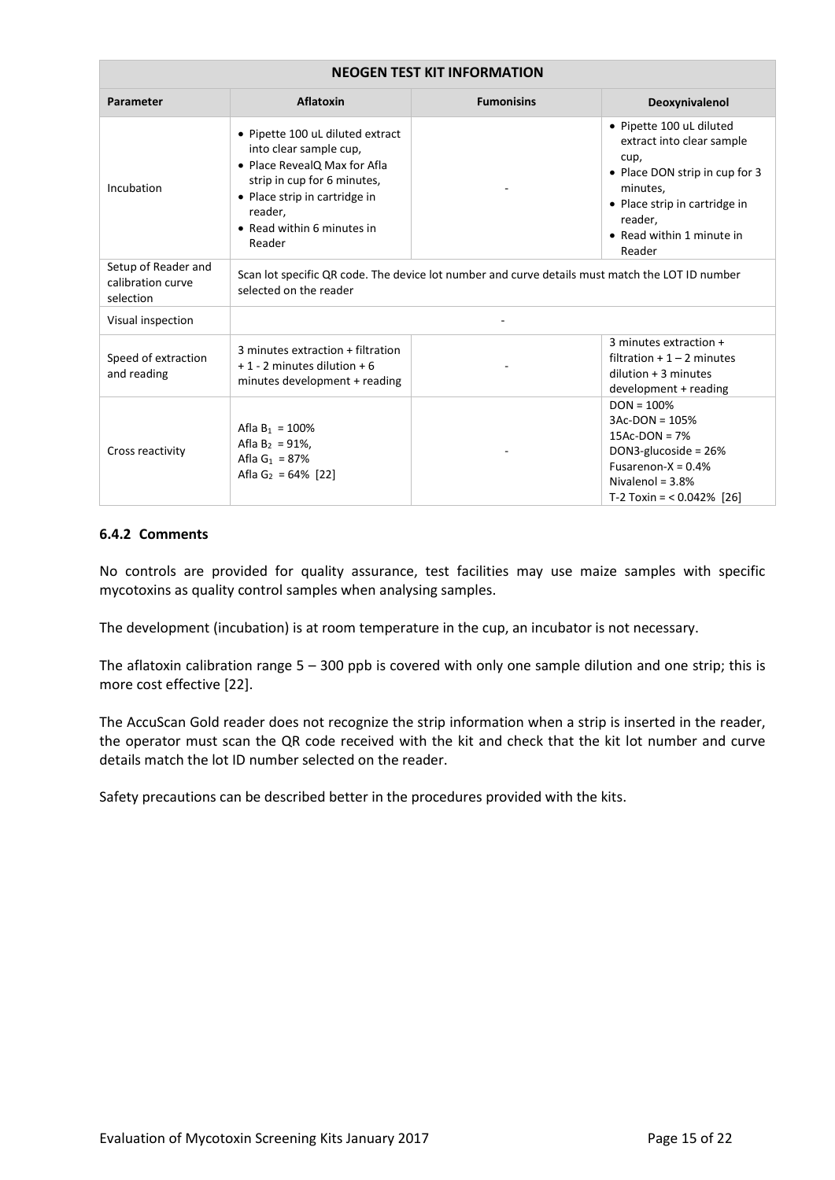| NEOGEN TEST KIT INFORMATION | | | |
|---|---|---|---|
| **Parameter** | **Aflatoxin** | **Fumonisins** | **Deoxynivalenol** |
| Incubation | • Pipette 100 uL diluted extract into clear sample cup,<br>• Place RevealQ Max for Afla strip in cup for 6 minutes,<br>• Place strip in cartridge in reader,<br>• Read within 6 minutes in Reader | - | • Pipette 100 uL diluted extract into clear sample cup,<br>• Place DON strip in cup for 3 minutes,<br>• Place strip in cartridge in reader,<br>• Read within 1 minute in Reader |
| Setup of Reader and calibration curve selection | Scan lot specific QR code. The device lot number and curve details must match the LOT ID number selected on the reader | | |
| Visual inspection | - | | |
| Speed of extraction and reading | 3 minutes extraction + filtration + 1 - 2 minutes dilution + 6 minutes development + reading | - | 3 minutes extraction + filtration + 1 – 2 minutes dilution + 3 minutes development + reading |
| Cross reactivity | Afla $B_1$ = 100%<br>Afla $B_2$ = 91%,<br>Afla $G_1$ = 87%<br>Afla $G_2$ = 64% [22] | - | DON = 100%<br>3Ac-DON = 105%<br>15Ac-DON = 7%<br>DON3-glucoside = 26%<br>Fusarenon-X = 0.4%<br>Nivalenol = 3.8%<br>T-2 Toxin = < 0.042% [26] |

### 6.4.2 Comments

No controls are provided for quality assurance, test facilities may use maize samples with specific mycotoxins as quality control samples when analysing samples.

The development (incubation) is at room temperature in the cup, an incubator is not necessary.

The aflatoxin calibration range 5 – 300 ppb is covered with only one sample dilution and one strip; this is more cost effective [22].

The AccuScan Gold reader does not recognize the strip information when a strip is inserted in the reader, the operator must scan the QR code received with the kit and check that the kit lot number and curve details match the lot ID number selected on the reader.

Safety precautions can be described better in the procedures provided with the kits.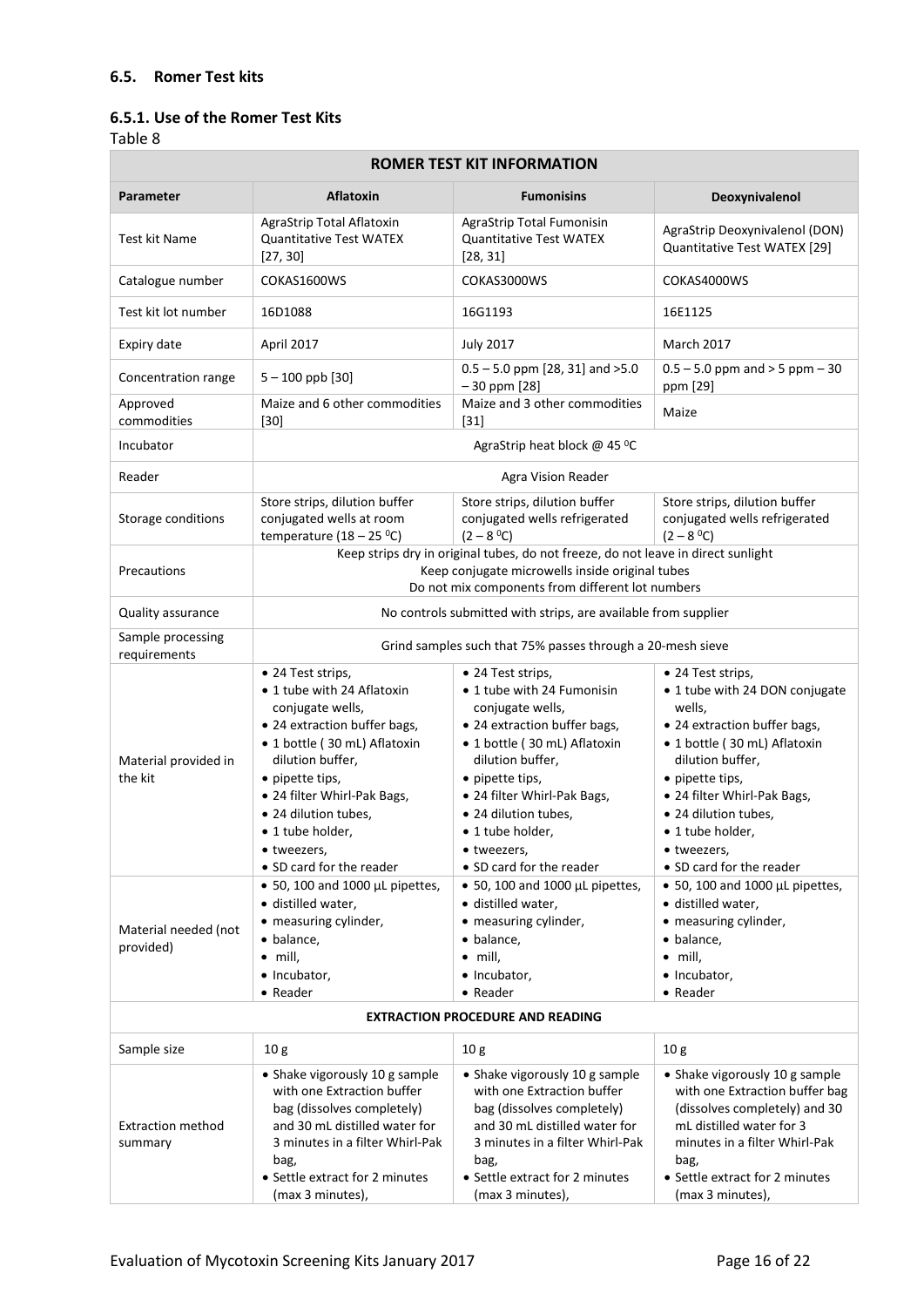### 6.5. Romer Test kits

#### 6.5.1. Use of the Romer Test Kits

Table 8

| ROMER TEST KIT INFORMATION | | | |
|---|---|---|---|
| **Parameter** | **Aflatoxin** | **Fumonisins** | **Deoxynivalenol** |
| Test kit Name | AgraStrip Total Aflatoxin Quantitative Test WATEX [27, 30] | AgraStrip Total Fumonisin Quantitative Test WATEX [28, 31] | AgraStrip Deoxynivalenol (DON) Quantitative Test WATEX [29] |
| Catalogue number | COKAS1600WS | COKAS3000WS | COKAS4000WS |
| Test kit lot number | 16D1088 | 16G1193 | 16E1125 |
| Expiry date | April 2017 | July 2017 | March 2017 |
| Concentration range | 5 – 100 ppb [30] | 0.5 – 5.0 ppm [28, 31] and >5.0 – 30 ppm [28] | 0.5 – 5.0 ppm and > 5 ppm – 30 ppm [29] |
| Approved commodities | Maize and 6 other commodities [30] | Maize and 3 other commodities [31] | Maize |
| Incubator | AgraStrip heat block @ 45 ⁰C | | |
| Reader | Agra Vision Reader | | |
| Storage conditions | Store strips, dilution buffer conjugated wells at room temperature (18 – 25 ⁰C) | Store strips, dilution buffer conjugated wells refrigerated (2 – 8 ⁰C) | Store strips, dilution buffer conjugated wells refrigerated (2 – 8 ⁰C) |
| Precautions | Keep strips dry in original tubes, do not freeze, do not leave in direct sunlight<br>Keep conjugate microwells inside original tubes<br>Do not mix components from different lot numbers | | |
| Quality assurance | No controls submitted with strips, are available from supplier | | |
| Sample processing requirements | Grind samples such that 75% passes through a 20-mesh sieve | | |
| Material provided in the kit | • 24 Test strips,<br>• 1 tube with 24 Aflatoxin conjugate wells,<br>• 24 extraction buffer bags,<br>• 1 bottle ( 30 mL) Aflatoxin dilution buffer,<br>• pipette tips,<br>• 24 filter Whirl-Pak Bags,<br>• 24 dilution tubes,<br>• 1 tube holder,<br>• tweezers,<br>• SD card for the reader | • 24 Test strips,<br>• 1 tube with 24 Fumonisin conjugate wells,<br>• 24 extraction buffer bags,<br>• 1 bottle ( 30 mL) Aflatoxin dilution buffer,<br>• pipette tips,<br>• 24 filter Whirl-Pak Bags,<br>• 24 dilution tubes,<br>• 1 tube holder,<br>• tweezers,<br>• SD card for the reader | • 24 Test strips,<br>• 1 tube with 24 DON conjugate wells,<br>• 24 extraction buffer bags,<br>• 1 bottle ( 30 mL) Aflatoxin dilution buffer,<br>• pipette tips,<br>• 24 filter Whirl-Pak Bags,<br>• 24 dilution tubes,<br>• 1 tube holder,<br>• tweezers,<br>• SD card for the reader |
| Material needed (not provided) | • 50, 100 and 1000 µL pipettes,<br>• distilled water,<br>• measuring cylinder,<br>• balance,<br>• mill,<br>• Incubator,<br>• Reader | • 50, 100 and 1000 µL pipettes,<br>• distilled water,<br>• measuring cylinder,<br>• balance,<br>• mill,<br>• Incubator,<br>• Reader | • 50, 100 and 1000 µL pipettes,<br>• distilled water,<br>• measuring cylinder,<br>• balance,<br>• mill,<br>• Incubator,<br>• Reader |
| **EXTRACTION PROCEDURE AND READING** | | | |
| Sample size | 10 g | 10 g | 10 g |
| Extraction method summary | • Shake vigorously 10 g sample with one Extraction buffer bag (dissolves completely) and 30 mL distilled water for 3 minutes in a filter Whirl-Pak bag,<br>• Settle extract for 2 minutes (max 3 minutes), | • Shake vigorously 10 g sample with one Extraction buffer bag (dissolves completely) and 30 mL distilled water for 3 minutes in a filter Whirl-Pak bag,<br>• Settle extract for 2 minutes (max 3 minutes), | • Shake vigorously 10 g sample with one Extraction buffer bag (dissolves completely) and 30 mL distilled water for 3 minutes in a filter Whirl-Pak bag,<br>• Settle extract for 2 minutes (max 3 minutes), |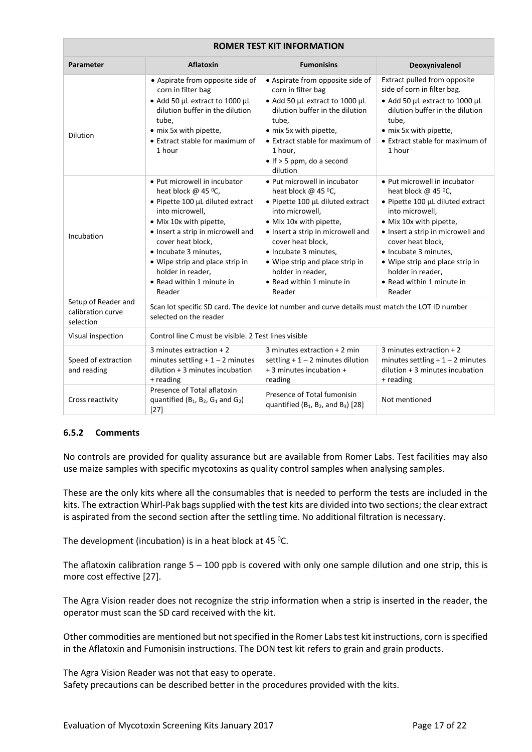| ROMER TEST KIT INFORMATION | | | |
|---|---|---|---|
| **Parameter** | **Aflatoxin** | **Fumonisins** | **Deoxynivalenol** |
| | • Aspirate from opposite side of corn in filter bag | • Aspirate from opposite side of corn in filter bag | Extract pulled from opposite side of corn in filter bag. |
| Dilution | • Add 50 µL extract to 1000 µL dilution buffer in the dilution tube, <br>• mix 5x with pipette, <br>• Extract stable for maximum of 1 hour | • Add 50 µL extract to 1000 µL dilution buffer in the dilution tube, <br>• mix 5x with pipette, <br>• Extract stable for maximum of 1 hour, <br>• If > 5 ppm, do a second dilution | • Add 50 µL extract to 1000 µL dilution buffer in the dilution tube, <br>• mix 5x with pipette, <br>• Extract stable for maximum of 1 hour |
| Incubation | • Put microwell in incubator heat block @ 45 ⁰C, <br>• Pipette 100 µL diluted extract into microwell, <br>• Mix 10x with pipette, <br>• Insert a strip in microwell and cover heat block, <br>• Incubate 3 minutes, <br>• Wipe strip and place strip in holder in reader, <br>• Read within 1 minute in Reader | • Put microwell in incubator heat block @ 45 ⁰C, <br>• Pipette 100 µL diluted extract into microwell, <br>• Mix 10x with pipette, <br>• Insert a strip in microwell and cover heat block, <br>• Incubate 3 minutes, <br>• Wipe strip and place strip in holder in reader, <br>• Read within 1 minute in Reader | • Put microwell in incubator heat block @ 45 ⁰C, <br>• Pipette 100 µL diluted extract into microwell, <br>• Mix 10x with pipette, <br>• Insert a strip in microwell and cover heat block, <br>• Incubate 3 minutes, <br>• Wipe strip and place strip in holder in reader, <br>• Read within 1 minute in Reader |
| Setup of Reader and calibration curve selection | Scan lot specific SD card. The device lot number and curve details must match the LOT ID number selected on the reader | | |
| Visual inspection | Control line C must be visible. 2 Test lines visible | | |
| Speed of extraction and reading | 3 minutes extraction + 2 minutes settling + 1 – 2 minutes dilution + 3 minutes incubation + reading | 3 minutes extraction + 2 min settling + 1 – 2 minutes dilution + 3 minutes incubation + reading | 3 minutes extraction + 2 minutes settling + 1 – 2 minutes dilution + 3 minutes incubation + reading |
| Cross reactivity | Presence of Total aflatoxin quantified ($B_1$, $B_2$, $G_1$ and $G_2$) [27] | Presence of Total fumonisin quantified ($B_1$, $B_2$, and $B_3$) [28] | Not mentioned |

### 6.5.2 Comments

No controls are provided for quality assurance but are available from Romer Labs. Test facilities may also use maize samples with specific mycotoxins as quality control samples when analysing samples.

These are the only kits where all the consumables that is needed to perform the tests are included in the kits. The extraction Whirl-Pak bags supplied with the test kits are divided into two sections; the clear extract is aspirated from the second section after the settling time. No additional filtration is necessary.

The development (incubation) is in a heat block at 45 ⁰C.

The aflatoxin calibration range 5 – 100 ppb is covered with only one sample dilution and one strip, this is more cost effective [27].

The Agra Vision reader does not recognize the strip information when a strip is inserted in the reader, the operator must scan the SD card received with the kit.

Other commodities are mentioned but not specified in the Romer Labs test kit instructions, corn is specified in the Aflatoxin and Fumonisin instructions. The DON test kit refers to grain and grain products.

The Agra Vision Reader was not that easy to operate.
Safety precautions can be described better in the procedures provided with the kits.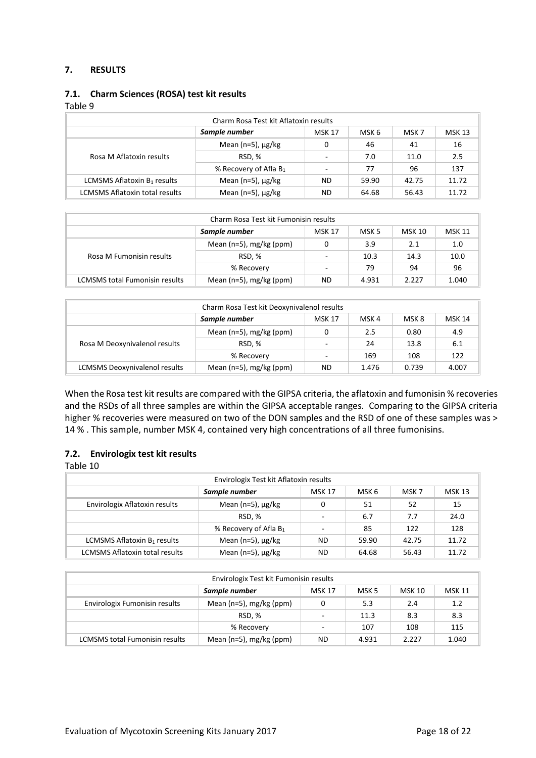## 7. RESULTS

### 7.1. Charm Sciences (ROSA) test kit results

Table 9

| Charm Rosa Test kit Aflatoxin results | | | | | |
|---|---|---|---|---|---|
| | ***Sample number*** | MSK 17 | MSK 6 | MSK 7 | MSK 13 |
| Rosa M Aflatoxin results | Mean (n=5), µg/kg | 0 | 46 | 41 | 16 |
| | RSD, % | - | 7.0 | 11.0 | 2.5 |
| | % Recovery of Afla $B_1$ | - | 77 | 96 | 137 |
| LCMSMS Aflatoxin $B_1$ results | Mean (n=5), µg/kg | ND | 59.90 | 42.75 | 11.72 |
| LCMSMS Aflatoxin total results | Mean (n=5), µg/kg | ND | 64.68 | 56.43 | 11.72 |

| Charm Rosa Test kit Fumonisin results | | | | | |
|---|---|---|---|---|---|
| | ***Sample number*** | MSK 17 | MSK 5 | MSK 10 | MSK 11 |
| Rosa M Fumonisin results | Mean (n=5), mg/kg (ppm) | 0 | 3.9 | 2.1 | 1.0 |
| | RSD, % | - | 10.3 | 14.3 | 10.0 |
| | % Recovery | - | 79 | 94 | 96 |
| LCMSMS total Fumonisin results | Mean (n=5), mg/kg (ppm) | ND | 4.931 | 2.227 | 1.040 |

| Charm Rosa Test kit Deoxynivalenol results | | | | | |
|---|---|---|---|---|---|
| | ***Sample number*** | MSK 17 | MSK 4 | MSK 8 | MSK 14 |
| Rosa M Deoxynivalenol results | Mean (n=5), mg/kg (ppm) | 0 | 2.5 | 0.80 | 4.9 |
| | RSD, % | - | 24 | 13.8 | 6.1 |
| | % Recovery | - | 169 | 108 | 122 |
| LCMSMS Deoxynivalenol results | Mean (n=5), mg/kg (ppm) | ND | 1.476 | 0.739 | 4.007 |

When the Rosa test kit results are compared with the GIPSA criteria, the aflatoxin and fumonisin % recoveries and the RSDs of all three samples are within the GIPSA acceptable ranges. Comparing to the GIPSA criteria higher % recoveries were measured on two of the DON samples and the RSD of one of these samples was > 14 % . This sample, number MSK 4, contained very high concentrations of all three fumonisins.

### 7.2. Envirologix test kit results

Table 10

| Envirologix Test kit Aflatoxin results | | | | | |
|---|---|---|---|---|---|
| | ***Sample number*** | MSK 17 | MSK 6 | MSK 7 | MSK 13 |
| Envirologix Aflatoxin results | Mean (n=5), µg/kg | 0 | 51 | 52 | 15 |
| | RSD, % | - | 6.7 | 7.7 | 24.0 |
| | % Recovery of Afla $B_1$ | - | 85 | 122 | 128 |
| LCMSMS Aflatoxin $B_1$ results | Mean (n=5), µg/kg | ND | 59.90 | 42.75 | 11.72 |
| LCMSMS Aflatoxin total results | Mean (n=5), µg/kg | ND | 64.68 | 56.43 | 11.72 |

| Envirologix Test kit Fumonisin results | | | | | |
|---|---|---|---|---|---|
| | ***Sample number*** | MSK 17 | MSK 5 | MSK 10 | MSK 11 |
| Envirologix Fumonisin results | Mean (n=5), mg/kg (ppm) | 0 | 5.3 | 2.4 | 1.2 |
| | RSD, % | - | 11.3 | 8.3 | 8.3 |
| | % Recovery | - | 107 | 108 | 115 |
| LCMSMS total Fumonisin results | Mean (n=5), mg/kg (ppm) | ND | 4.931 | 2.227 | 1.040 |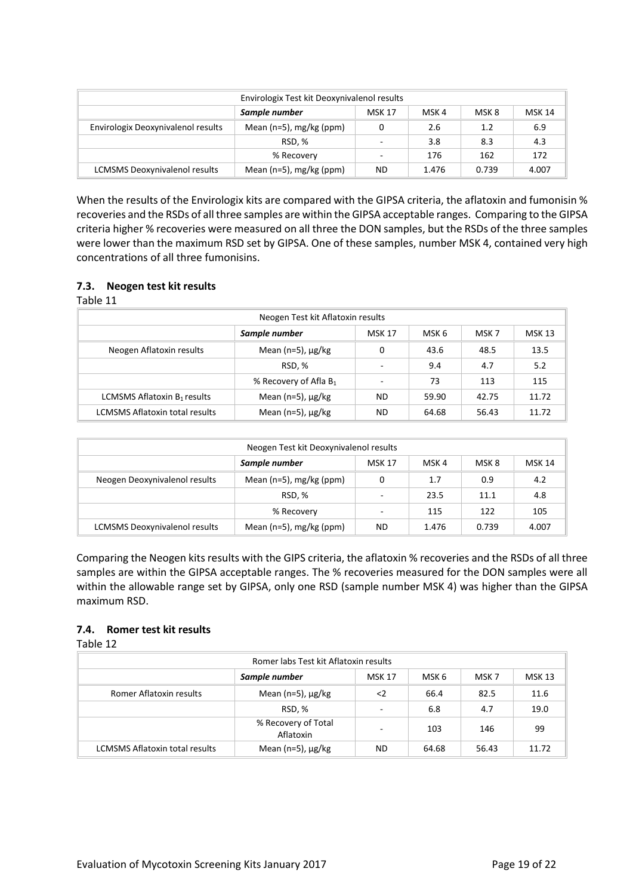| Envirologix Test kit Deoxynivalenol results | | | | | |
|---|---|---|---|---|---|
| | ***Sample number*** | MSK 17 | MSK 4 | MSK 8 | MSK 14 |
| Envirologix Deoxynivalenol results | Mean (n=5), mg/kg (ppm) | 0 | 2.6 | 1.2 | 6.9 |
| | RSD, % | - | 3.8 | 8.3 | 4.3 |
| | % Recovery | - | 176 | 162 | 172 |
| LCMSMS Deoxynivalenol results | Mean (n=5), mg/kg (ppm) | ND | 1.476 | 0.739 | 4.007 |

When the results of the Envirologix kits are compared with the GIPSA criteria, the aflatoxin and fumonisin % recoveries and the RSDs of all three samples are within the GIPSA acceptable ranges. Comparing to the GIPSA criteria higher % recoveries were measured on all three the DON samples, but the RSDs of the three samples were lower than the maximum RSD set by GIPSA. One of these samples, number MSK 4, contained very high concentrations of all three fumonisins.

### 7.3. Neogen test kit results

Table 11

| Neogen Test kit Aflatoxin results | | | | | |
|---|---|---|---|---|---|
| | ***Sample number*** | MSK 17 | MSK 6 | MSK 7 | MSK 13 |
| Neogen Aflatoxin results | Mean (n=5), µg/kg | 0 | 43.6 | 48.5 | 13.5 |
| | RSD, % | - | 9.4 | 4.7 | 5.2 |
| | % Recovery of Afla $B_1$ | - | 73 | 113 | 115 |
| LCMSMS Aflatoxin $B_1$ results | Mean (n=5), µg/kg | ND | 59.90 | 42.75 | 11.72 |
| LCMSMS Aflatoxin total results | Mean (n=5), µg/kg | ND | 64.68 | 56.43 | 11.72 |

| Neogen Test kit Deoxynivalenol results | | | | | |
|---|---|---|---|---|---|
| | ***Sample number*** | MSK 17 | MSK 4 | MSK 8 | MSK 14 |
| Neogen Deoxynivalenol results | Mean (n=5), mg/kg (ppm) | 0 | 1.7 | 0.9 | 4.2 |
| | RSD, % | - | 23.5 | 11.1 | 4.8 |
| | % Recovery | - | 115 | 122 | 105 |
| LCMSMS Deoxynivalenol results | Mean (n=5), mg/kg (ppm) | ND | 1.476 | 0.739 | 4.007 |

Comparing the Neogen kits results with the GIPS criteria, the aflatoxin % recoveries and the RSDs of all three samples are within the GIPSA acceptable ranges. The % recoveries measured for the DON samples were all within the allowable range set by GIPSA, only one RSD (sample number MSK 4) was higher than the GIPSA maximum RSD.

### 7.4. Romer test kit results

Table 12

| Romer labs Test kit Aflatoxin results | | | | | |
|---|---|---|---|---|---|
| | ***Sample number*** | MSK 17 | MSK 6 | MSK 7 | MSK 13 |
| Romer Aflatoxin results | Mean (n=5), µg/kg | <2 | 66.4 | 82.5 | 11.6 |
| | RSD, % | - | 6.8 | 4.7 | 19.0 |
| | % Recovery of Total Aflatoxin | - | 103 | 146 | 99 |
| LCMSMS Aflatoxin total results | Mean (n=5), µg/kg | ND | 64.68 | 56.43 | 11.72 |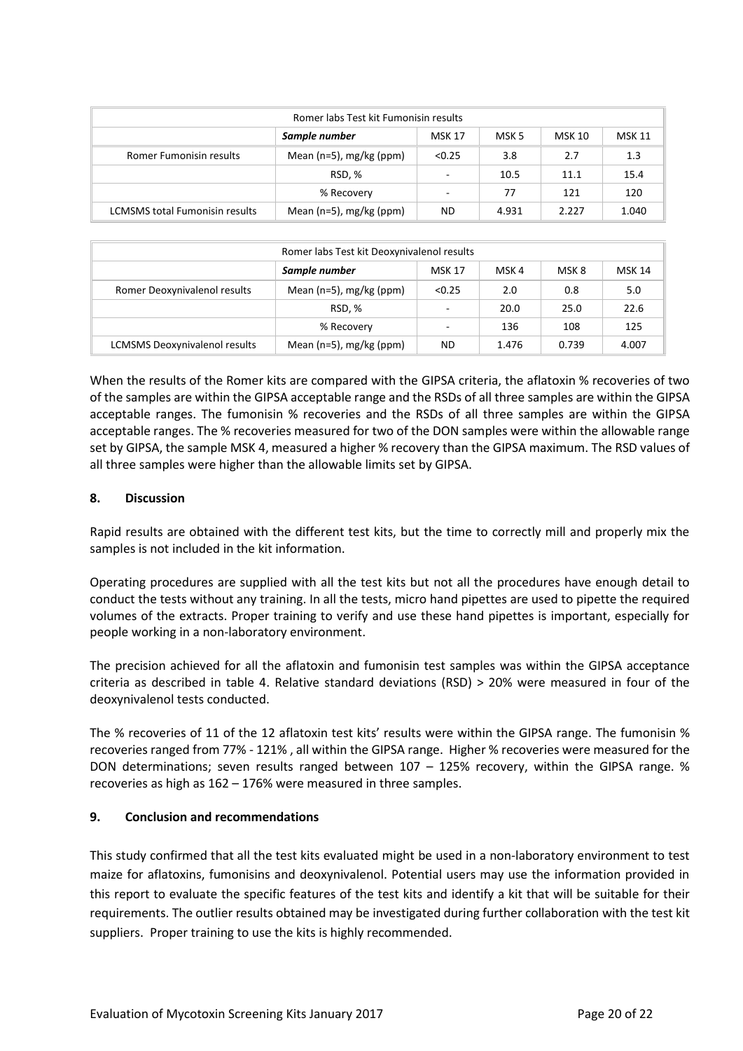| Romer labs Test kit Fumonisin results | | | | | |
|---|---|---|---|---|---|
| | ***Sample number*** | MSK 17 | MSK 5 | MSK 10 | MSK 11 |
| Romer Fumonisin results | Mean (n=5), mg/kg (ppm) | <0.25 | 3.8 | 2.7 | 1.3 |
| | RSD, % | - | 10.5 | 11.1 | 15.4 |
| | % Recovery | - | 77 | 121 | 120 |
| LCMSMS total Fumonisin results | Mean (n=5), mg/kg (ppm) | ND | 4.931 | 2.227 | 1.040 |

| Romer labs Test kit Deoxynivalenol results | | | | | |
|---|---|---|---|---|---|
| | ***Sample number*** | MSK 17 | MSK 4 | MSK 8 | MSK 14 |
| Romer Deoxynivalenol results | Mean (n=5), mg/kg (ppm) | <0.25 | 2.0 | 0.8 | 5.0 |
| | RSD, % | - | 20.0 | 25.0 | 22.6 |
| | % Recovery | - | 136 | 108 | 125 |
| LCMSMS Deoxynivalenol results | Mean (n=5), mg/kg (ppm) | ND | 1.476 | 0.739 | 4.007 |

When the results of the Romer kits are compared with the GIPSA criteria, the aflatoxin % recoveries of two of the samples are within the GIPSA acceptable range and the RSDs of all three samples are within the GIPSA acceptable ranges. The fumonisin % recoveries and the RSDs of all three samples are within the GIPSA acceptable ranges. The % recoveries measured for two of the DON samples were within the allowable range set by GIPSA, the sample MSK 4, measured a higher % recovery than the GIPSA maximum. The RSD values of all three samples were higher than the allowable limits set by GIPSA.

## 8. Discussion

Rapid results are obtained with the different test kits, but the time to correctly mill and properly mix the samples is not included in the kit information.

Operating procedures are supplied with all the test kits but not all the procedures have enough detail to conduct the tests without any training. In all the tests, micro hand pipettes are used to pipette the required volumes of the extracts. Proper training to verify and use these hand pipettes is important, especially for people working in a non-laboratory environment.

The precision achieved for all the aflatoxin and fumonisin test samples was within the GIPSA acceptance criteria as described in table 4. Relative standard deviations (RSD) > 20% were measured in four of the deoxynivalenol tests conducted.

The % recoveries of 11 of the 12 aflatoxin test kits' results were within the GIPSA range. The fumonisin % recoveries ranged from 77% - 121% , all within the GIPSA range. Higher % recoveries were measured for the DON determinations; seven results ranged between 107 – 125% recovery, within the GIPSA range. % recoveries as high as 162 – 176% were measured in three samples.

## 9. Conclusion and recommendations

This study confirmed that all the test kits evaluated might be used in a non-laboratory environment to test maize for aflatoxins, fumonisins and deoxynivalenol. Potential users may use the information provided in this report to evaluate the specific features of the test kits and identify a kit that will be suitable for their requirements. The outlier results obtained may be investigated during further collaboration with the test kit suppliers. Proper training to use the kits is highly recommended.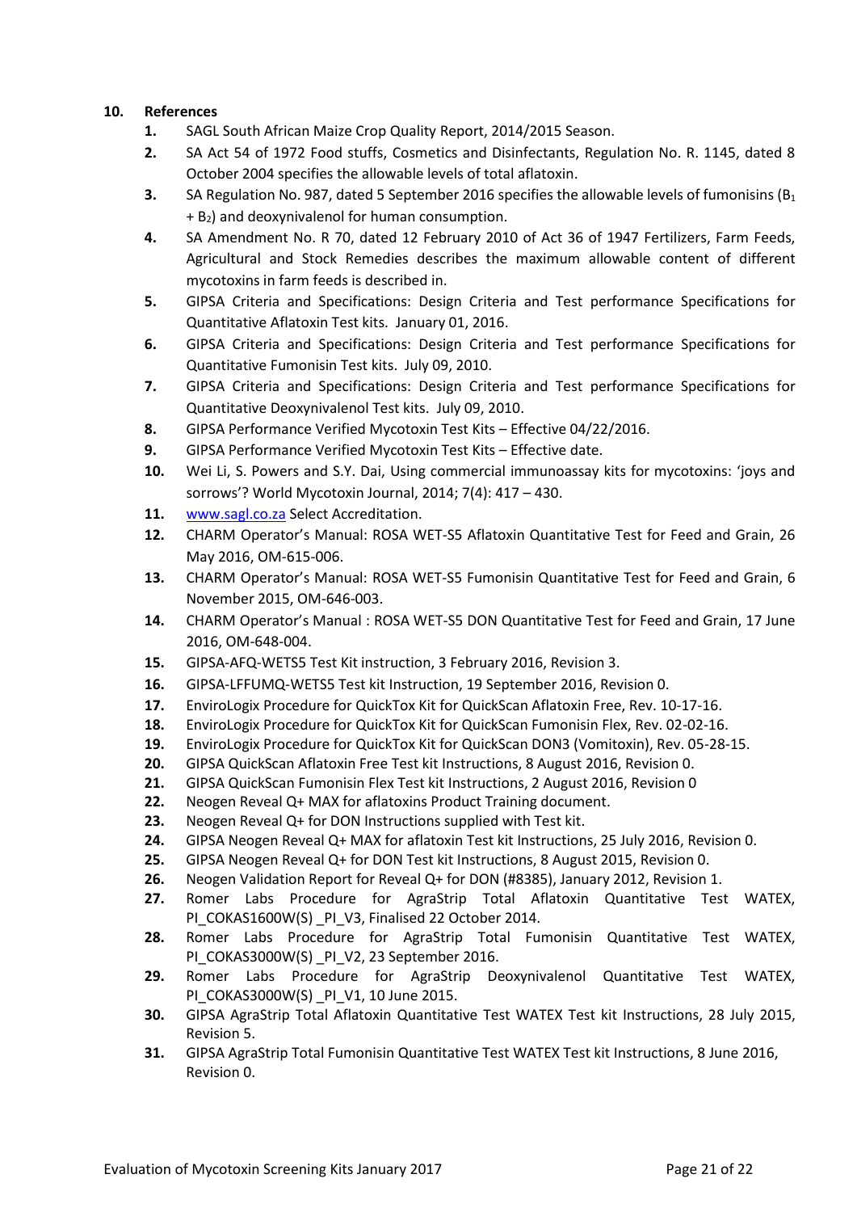## 10. References

1. SAGL South African Maize Crop Quality Report, 2014/2015 Season.
2. SA Act 54 of 1972 Food stuffs, Cosmetics and Disinfectants, Regulation No. R. 1145, dated 8 October 2004 specifies the allowable levels of total aflatoxin.
3. SA Regulation No. 987, dated 5 September 2016 specifies the allowable levels of fumonisins ($B_1$ + $B_2$) and deoxynivalenol for human consumption.
4. SA Amendment No. R 70, dated 12 February 2010 of Act 36 of 1947 Fertilizers, Farm Feeds, Agricultural and Stock Remedies describes the maximum allowable content of different mycotoxins in farm feeds is described in.
5. GIPSA Criteria and Specifications: Design Criteria and Test performance Specifications for Quantitative Aflatoxin Test kits. January 01, 2016.
6. GIPSA Criteria and Specifications: Design Criteria and Test performance Specifications for Quantitative Fumonisin Test kits. July 09, 2010.
7. GIPSA Criteria and Specifications: Design Criteria and Test performance Specifications for Quantitative Deoxynivalenol Test kits. July 09, 2010.
8. GIPSA Performance Verified Mycotoxin Test Kits – Effective 04/22/2016.
9. GIPSA Performance Verified Mycotoxin Test Kits – Effective date.
10. Wei Li, S. Powers and S.Y. Dai, Using commercial immunoassay kits for mycotoxins: 'joys and sorrows'? World Mycotoxin Journal, 2014; 7(4): 417 – 430.
11. [www.sagl.co.za](www.sagl.co.za) Select Accreditation.
12. CHARM Operator's Manual: ROSA WET-S5 Aflatoxin Quantitative Test for Feed and Grain, 26 May 2016, OM-615-006.
13. CHARM Operator's Manual: ROSA WET-S5 Fumonisin Quantitative Test for Feed and Grain, 6 November 2015, OM-646-003.
14. CHARM Operator's Manual : ROSA WET-S5 DON Quantitative Test for Feed and Grain, 17 June 2016, OM-648-004.
15. GIPSA-AFQ-WETS5 Test Kit instruction, 3 February 2016, Revision 3.
16. GIPSA-LFFUMQ-WETS5 Test kit Instruction, 19 September 2016, Revision 0.
17. EnviroLogix Procedure for QuickTox Kit for QuickScan Aflatoxin Free, Rev. 10-17-16.
18. EnviroLogix Procedure for QuickTox Kit for QuickScan Fumonisin Flex, Rev. 02-02-16.
19. EnviroLogix Procedure for QuickTox Kit for QuickScan DON3 (Vomitoxin), Rev. 05-28-15.
20. GIPSA QuickScan Aflatoxin Free Test kit Instructions, 8 August 2016, Revision 0.
21. GIPSA QuickScan Fumonisin Flex Test kit Instructions, 2 August 2016, Revision 0
22. Neogen Reveal Q+ MAX for aflatoxins Product Training document.
23. Neogen Reveal Q+ for DON Instructions supplied with Test kit.
24. GIPSA Neogen Reveal Q+ MAX for aflatoxin Test kit Instructions, 25 July 2016, Revision 0.
25. GIPSA Neogen Reveal Q+ for DON Test kit Instructions, 8 August 2015, Revision 0.
26. Neogen Validation Report for Reveal Q+ for DON (#8385), January 2012, Revision 1.
27. Romer Labs Procedure for AgraStrip Total Aflatoxin Quantitative Test WATEX, PI_COKAS1600W(S) _PI_V3, Finalised 22 October 2014.
28. Romer Labs Procedure for AgraStrip Total Fumonisin Quantitative Test WATEX, PI_COKAS3000W(S) _PI_V2, 23 September 2016.
29. Romer Labs Procedure for AgraStrip Deoxynivalenol Quantitative Test WATEX, PI_COKAS3000W(S) _PI_V1, 10 June 2015.
30. GIPSA AgraStrip Total Aflatoxin Quantitative Test WATEX Test kit Instructions, 28 July 2015, Revision 5.
31. GIPSA AgraStrip Total Fumonisin Quantitative Test WATEX Test kit Instructions, 8 June 2016, Revision 0.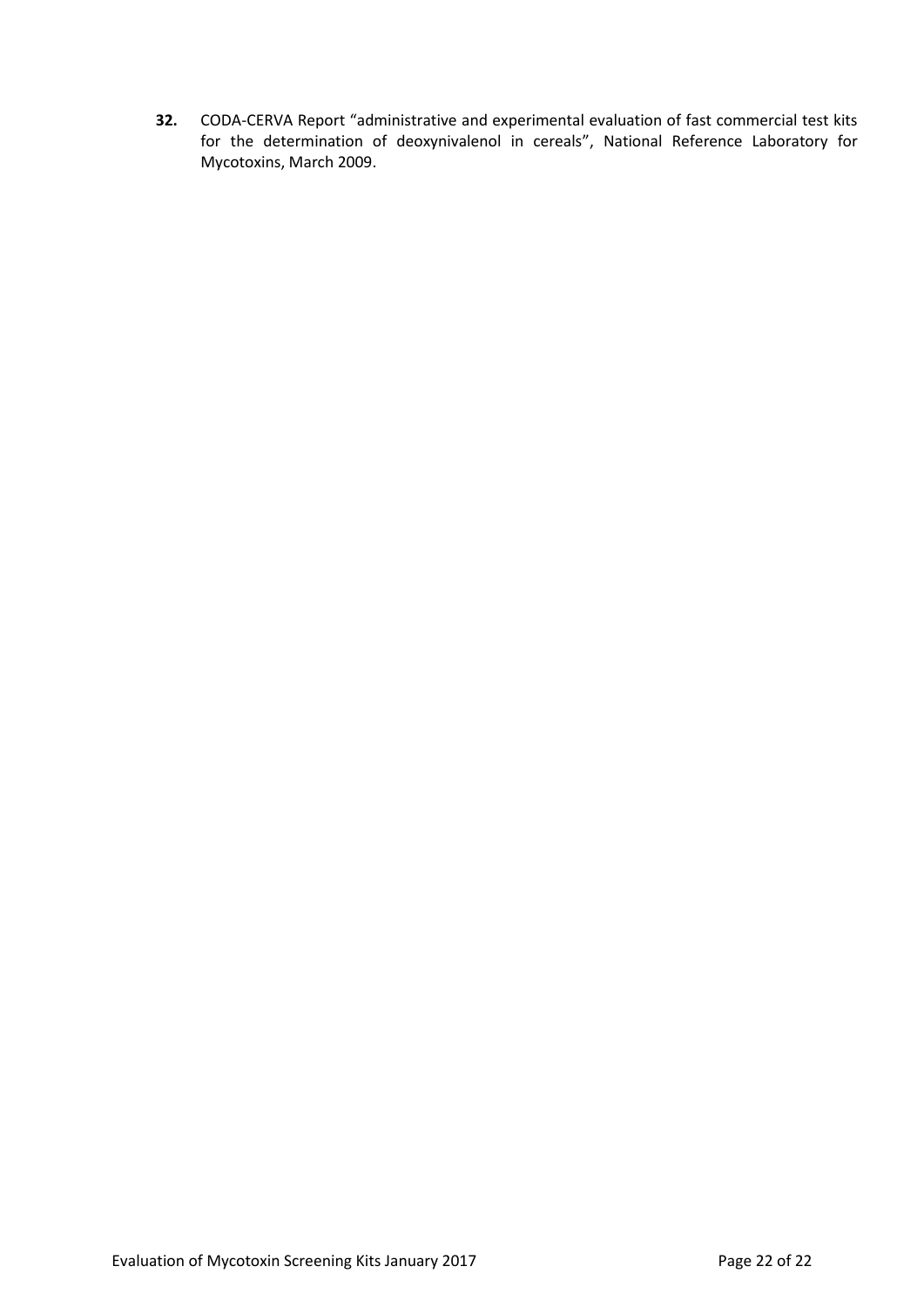**32.** CODA-CERVA Report "administrative and experimental evaluation of fast commercial test kits for the determination of deoxynivalenol in cereals", National Reference Laboratory for Mycotoxins, March 2009.